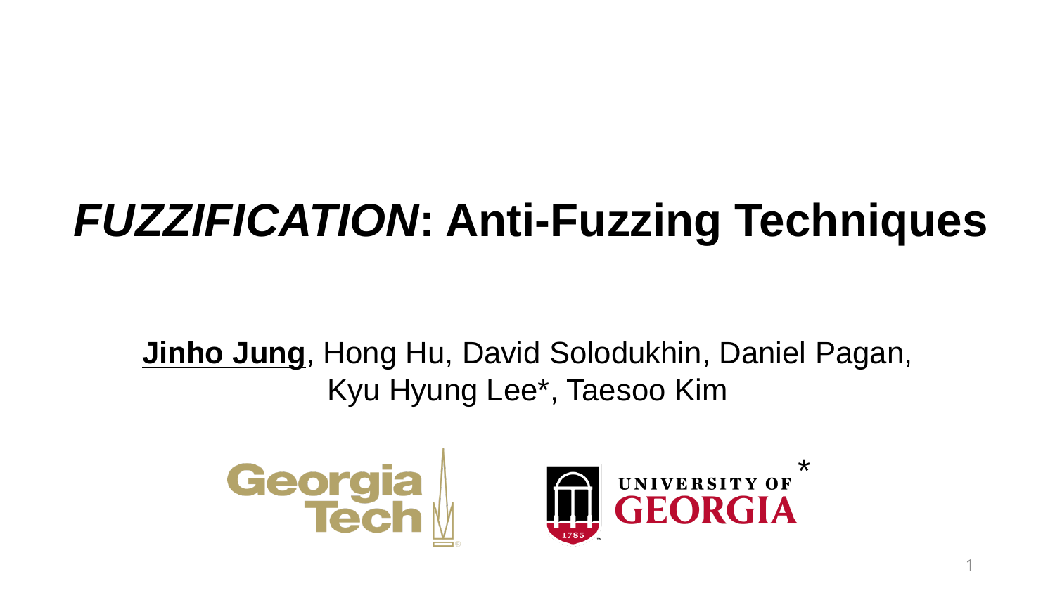# *FUZZIFICATION*: Anti-Fuzzing Techniques

**Jinho Jung**, Hong Hu, David Solodukhin, Daniel Pagan, Kyu Hyung Lee*, Taesoo Kim

Georgia Tech

UNIVERSITY OF GEORGIA *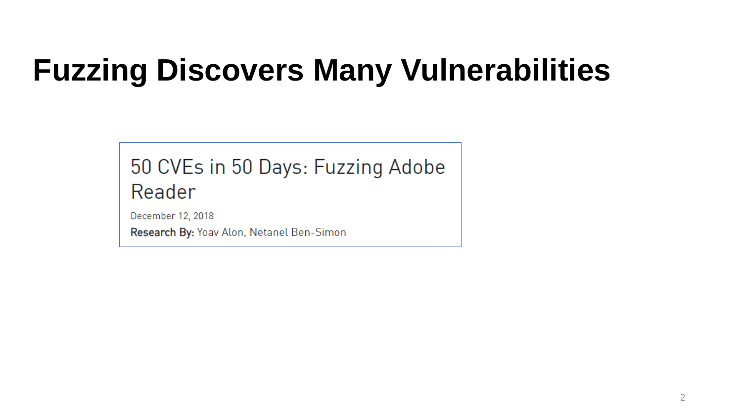# Fuzzing Discovers Many Vulnerabilities

50 CVEs in 50 Days: Fuzzing Adobe Reader

December 12, 2018

**Research By:** Yoav Alon, Netanel Ben-Simon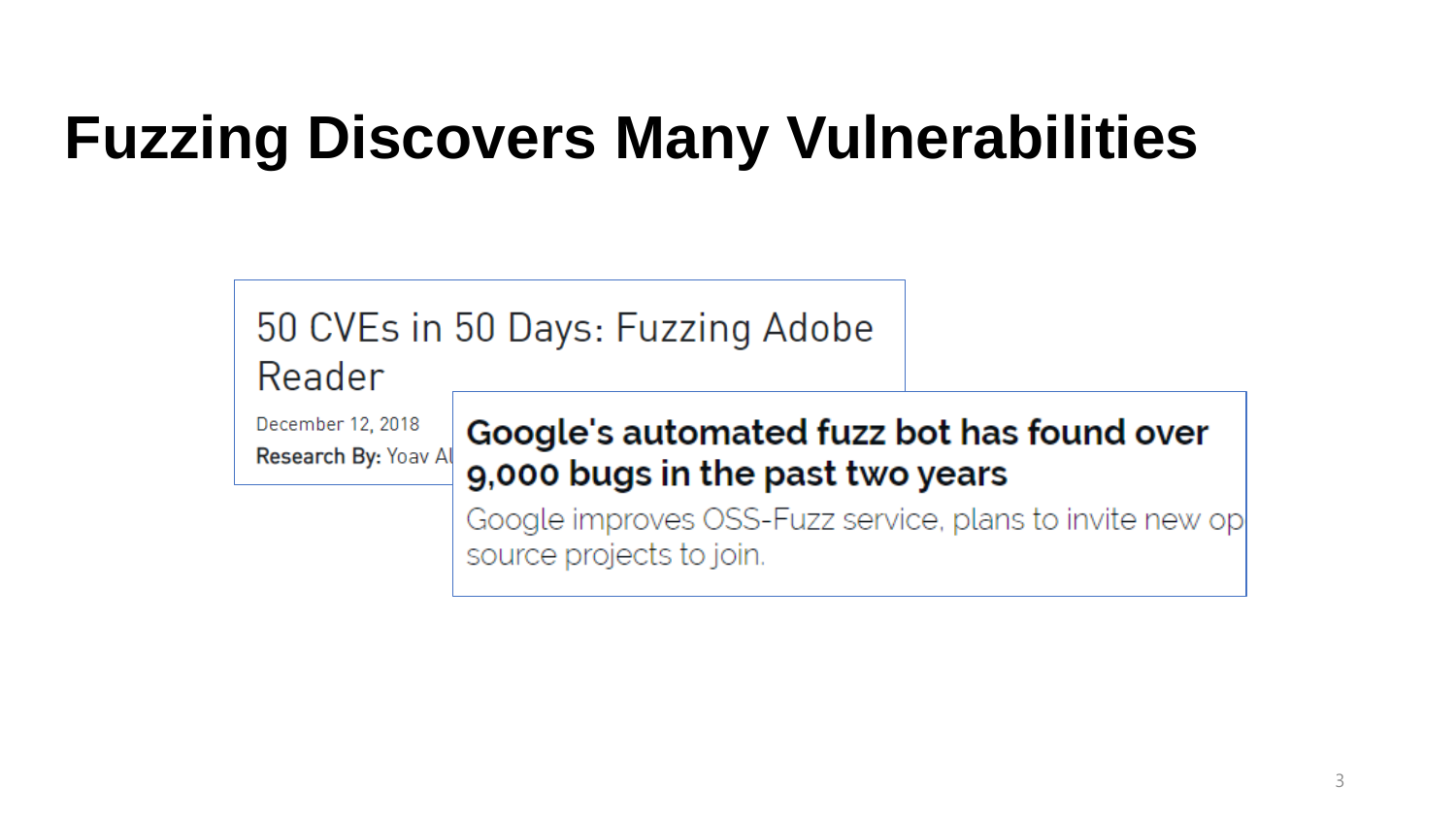# Fuzzing Discovers Many Vulnerabilities

50 CVEs in 50 Days: Fuzzing Adobe Reader

December 12, 2018

**Research By:** Yoav Al

**Google's automated fuzz bot has found over 9,000 bugs in the past two years**

Google improves OSS-Fuzz service, plans to invite new op source projects to join.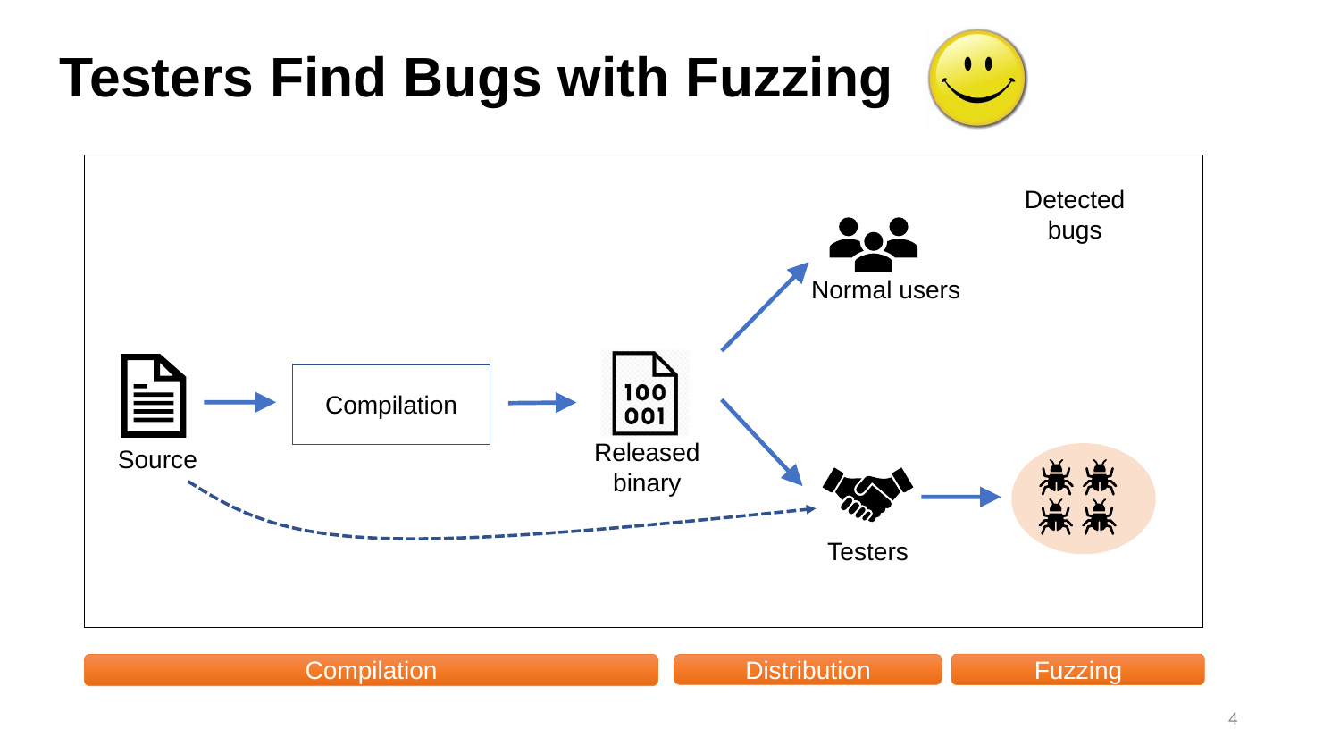# Testers Find Bugs with Fuzzing

Source → Compilation → Released binary → Normal users

Released binary → Testers → Detected bugs

Source ⇢ Testers

Compilation | Distribution | Fuzzing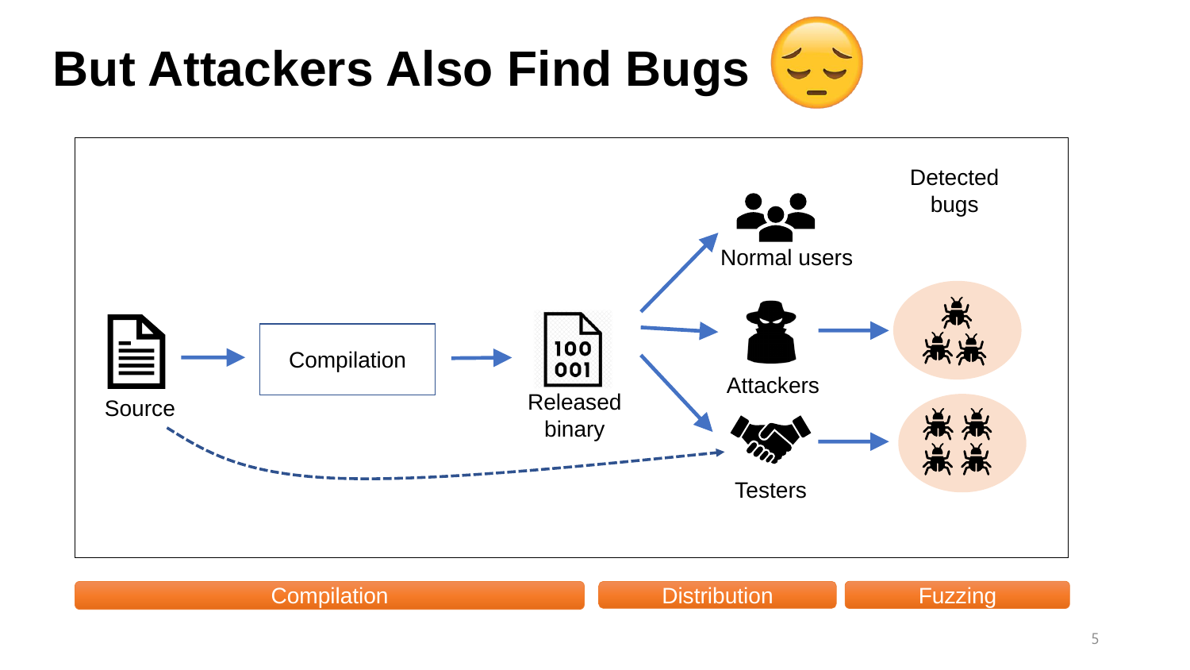# But Attackers Also Find Bugs 😔

Source → Compilation → Released binary

Normal users

Attackers

Testers

Detected bugs

Compilation | Distribution | Fuzzing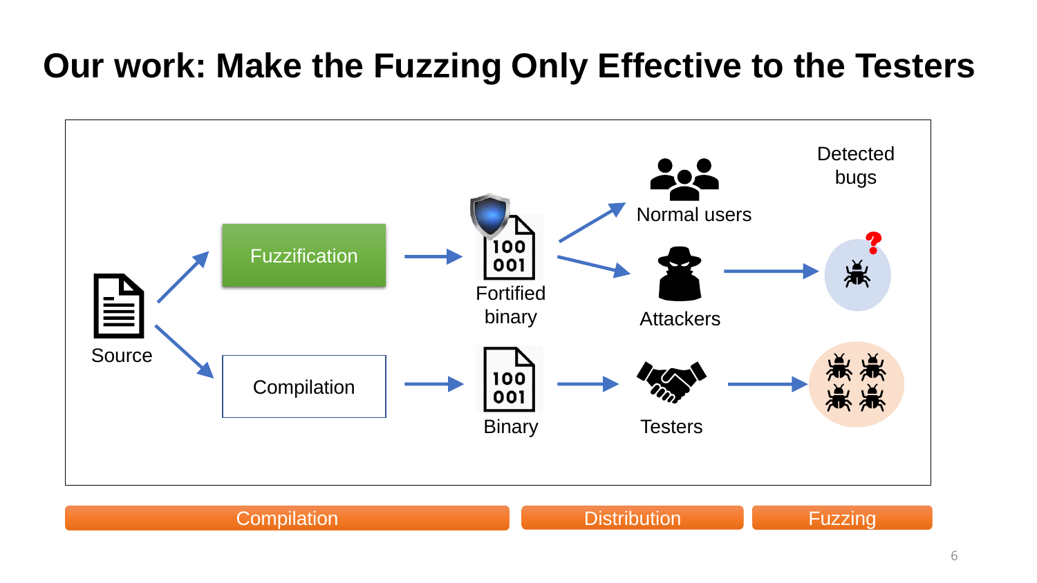# Our work: Make the Fuzzing Only Effective to the Testers

Source

Fuzzification → Fortified binary → Normal users / Attackers → Detected bugs

Compilation → Binary → Testers → Detected bugs

Compilation | Distribution | Fuzzing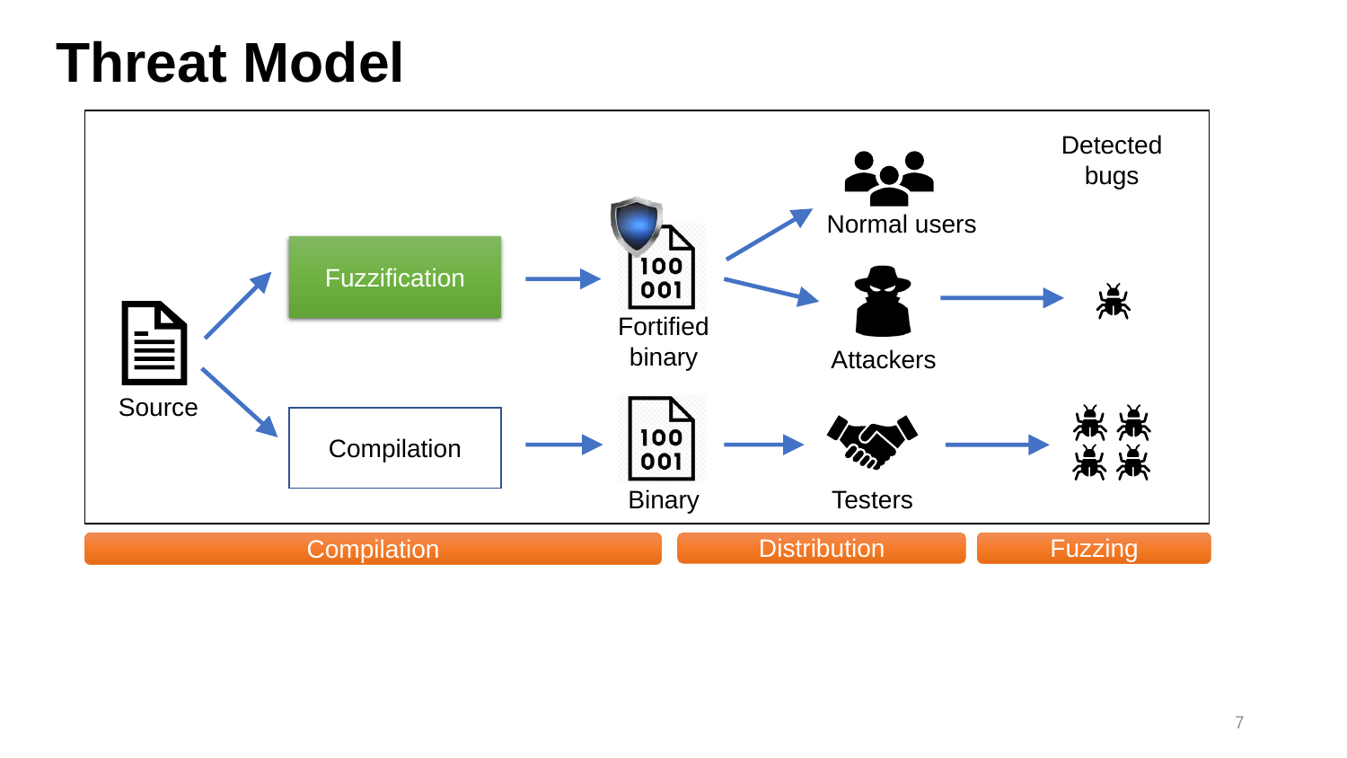# Threat Model

Source

Fuzzification

Compilation

Fortified binary

Binary

Normal users

Attackers

Testers

Detected bugs

Compilation | Distribution | Fuzzing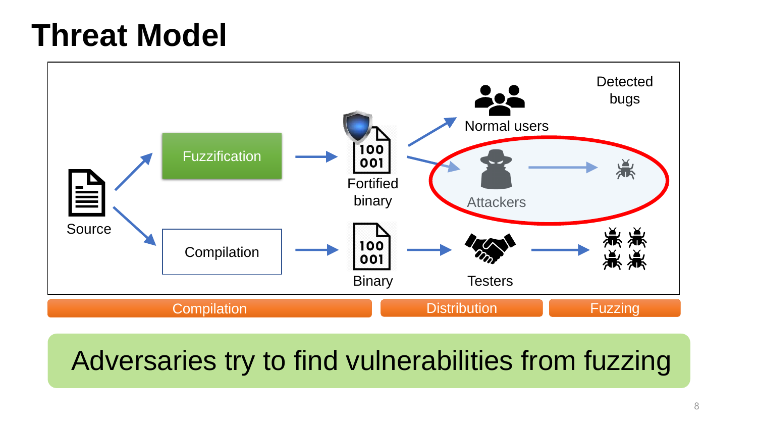# Threat Model

Source

Fuzzification → Fortified binary → Normal users / Attackers → Detected bugs

Compilation → Binary → Testers → Detected bugs

Compilation | Distribution | Fuzzing

Adversaries try to find vulnerabilities from fuzzing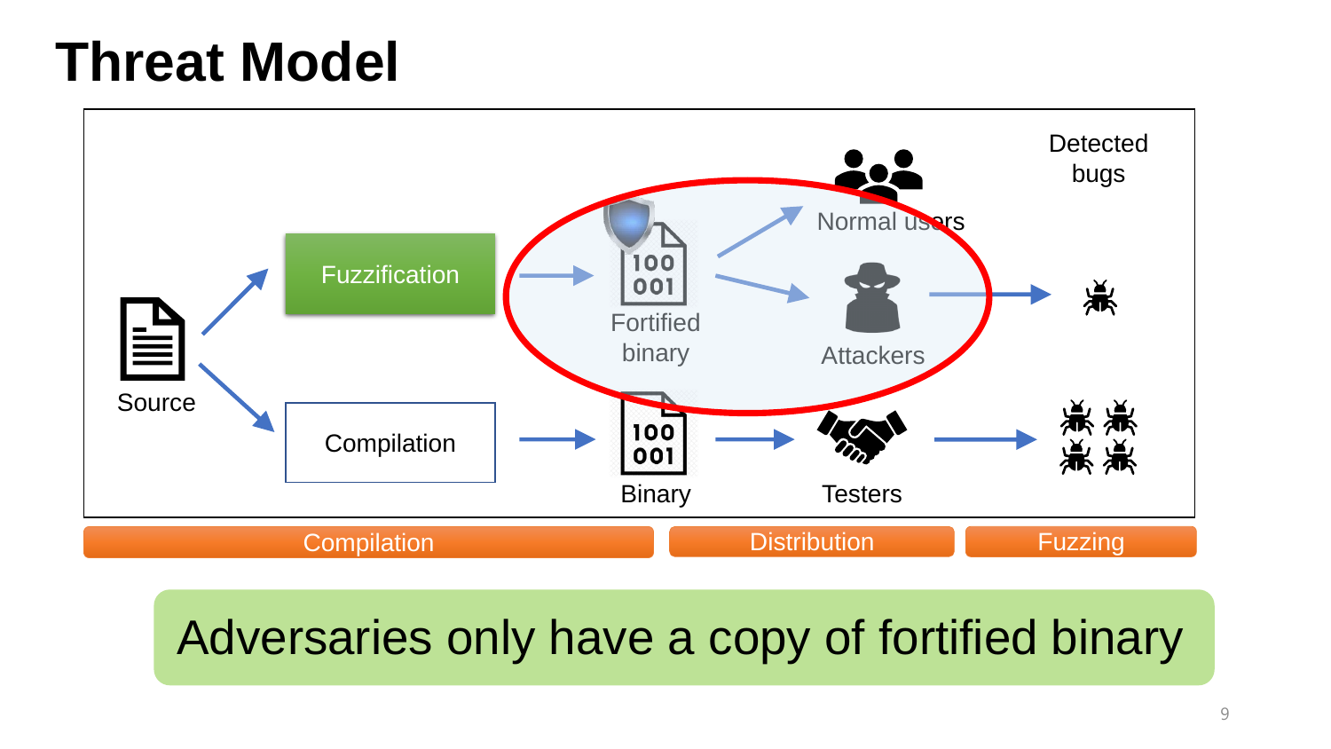# Threat Model

Source

Fuzzification

Compilation

Fortified binary

Binary

Normal users

Attackers

Testers

Detected bugs

Compilation | Distribution | Fuzzing

Adversaries only have a copy of fortified binary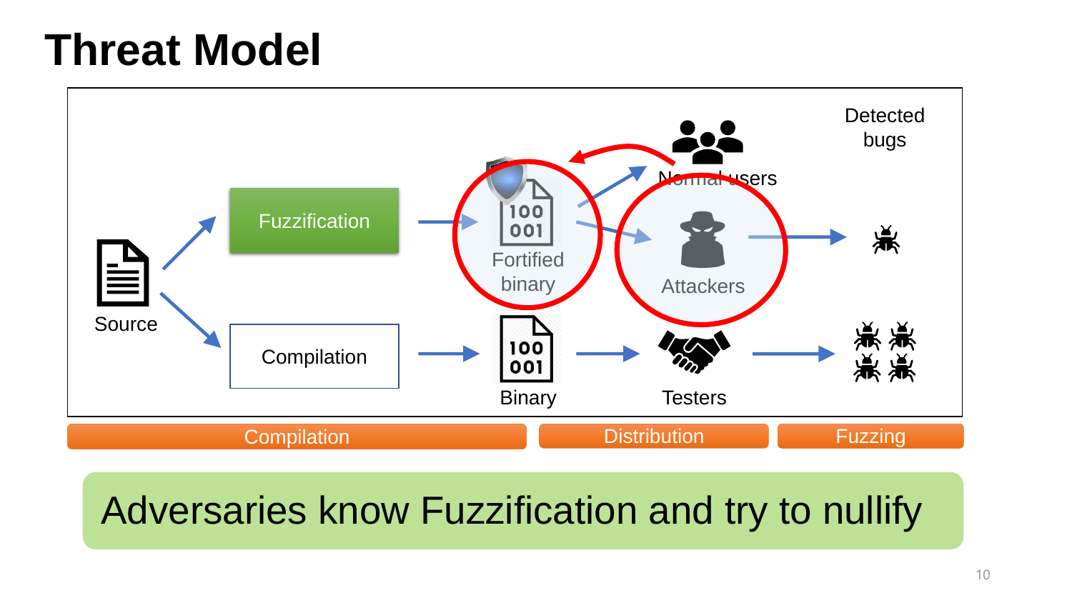# Threat Model

Source

Fuzzification

Compilation

Fortified binary

Binary

Normal users

Attackers

Testers

Detected bugs

Compilation | Distribution | Fuzzing

Adversaries know Fuzzification and try to nullify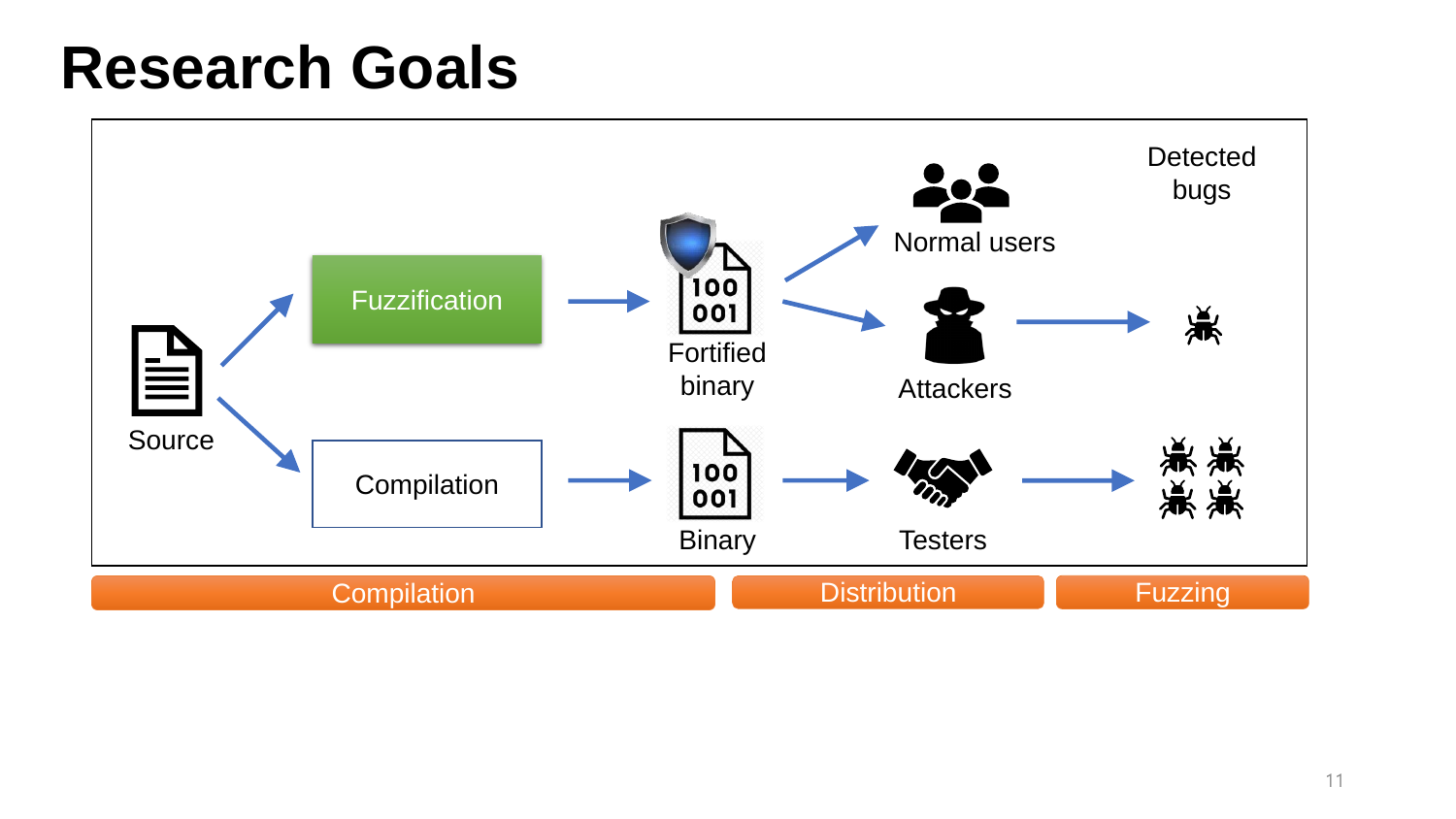# Research Goals

Source

Fuzzification

Compilation

Fortified binary

Binary

Normal users

Attackers

Testers

Detected bugs

Compilation | Distribution | Fuzzing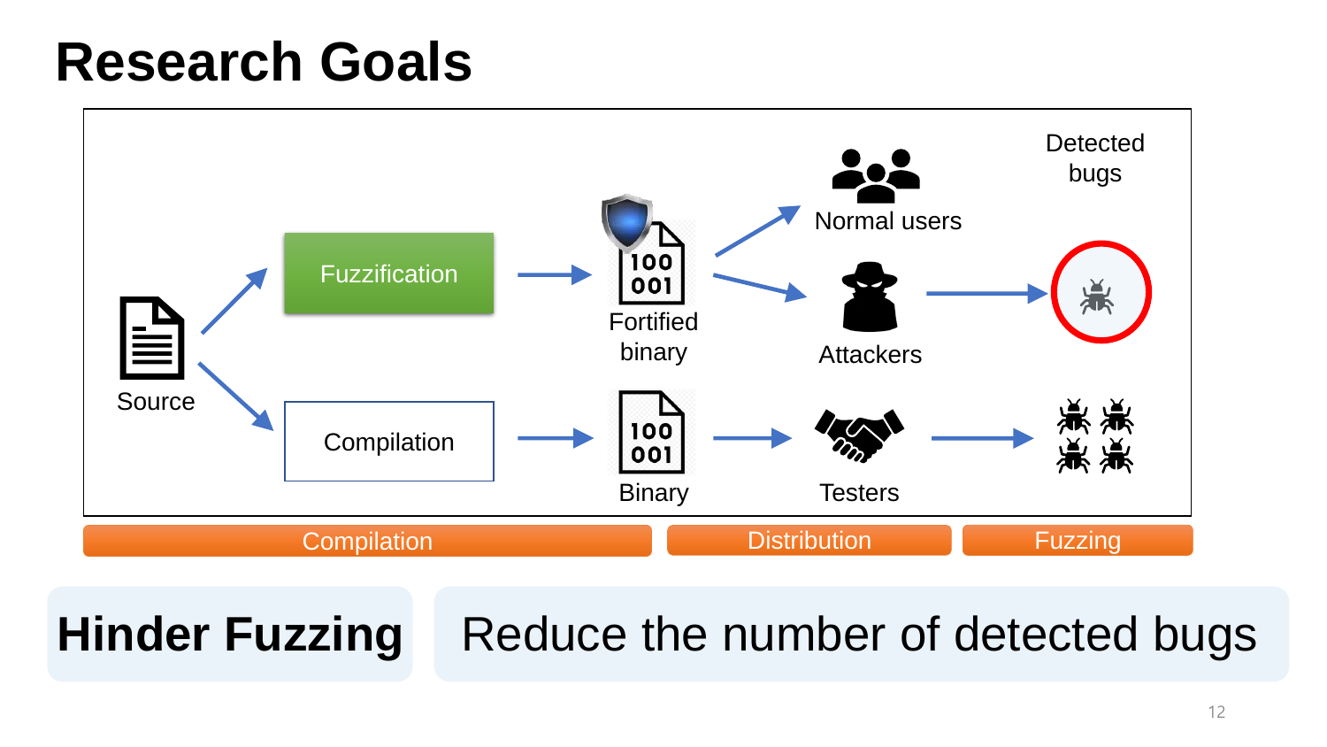# Research Goals

Source

Fuzzification

Compilation

Fortified binary

Binary

Normal users

Attackers

Testers

Detected bugs

Compilation | Distribution | Fuzzing

**Hinder Fuzzing** Reduce the number of detected bugs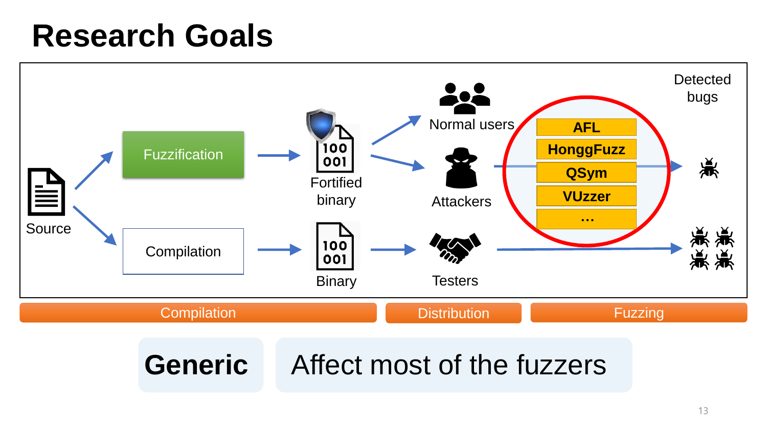# Research Goals

Source

Fuzzification

Compilation

Fortified binary

Binary

Normal users

Attackers

Testers

AFL

HonggFuzz

QSym

VUzzer

…

Detected bugs

Compilation | Distribution | Fuzzing

**Generic** — Affect most of the fuzzers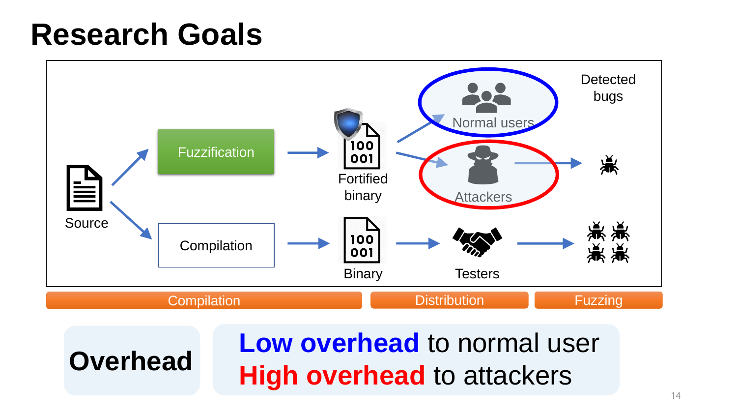# Research Goals

Source → Fuzzification → Fortified binary → Normal users / Attackers → Detected bugs

Source → Compilation → Binary → Testers → Detected bugs

Compilation | Distribution | Fuzzing

**Overhead**

**Low overhead** to normal user

**High overhead** to attackers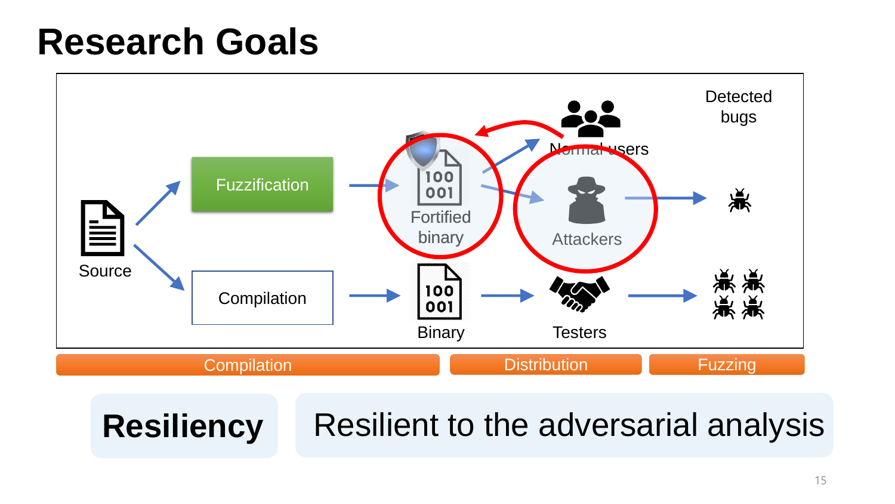# Research Goals

Source

Fuzzification

Compilation

Fortified binary

Binary

Normal users

Attackers

Testers

Detected bugs

Compilation | Distribution | Fuzzing

**Resiliency** Resilient to the adversarial analysis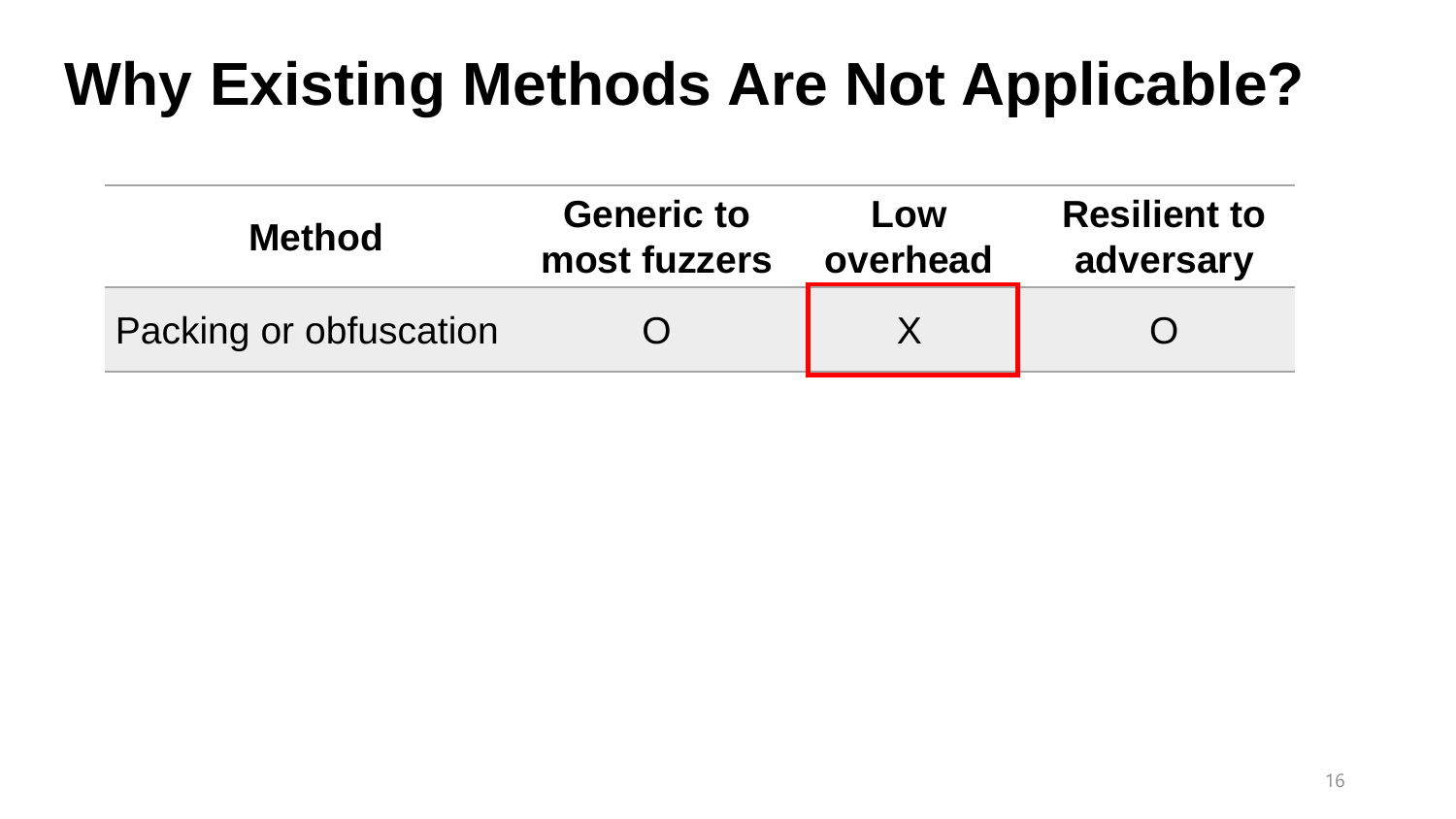# Why Existing Methods Are Not Applicable?

| Method | Generic to most fuzzers | Low overhead | Resilient to adversary |
| --- | --- | --- | --- |
| Packing or obfuscation | O | X | O |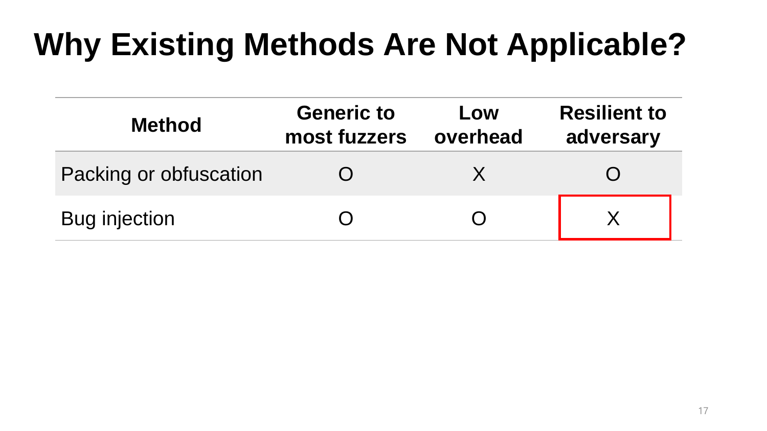# Why Existing Methods Are Not Applicable?

| Method | Generic to most fuzzers | Low overhead | Resilient to adversary |
|---|---|---|---|
| Packing or obfuscation | O | X | O |
| Bug injection | O | O | X |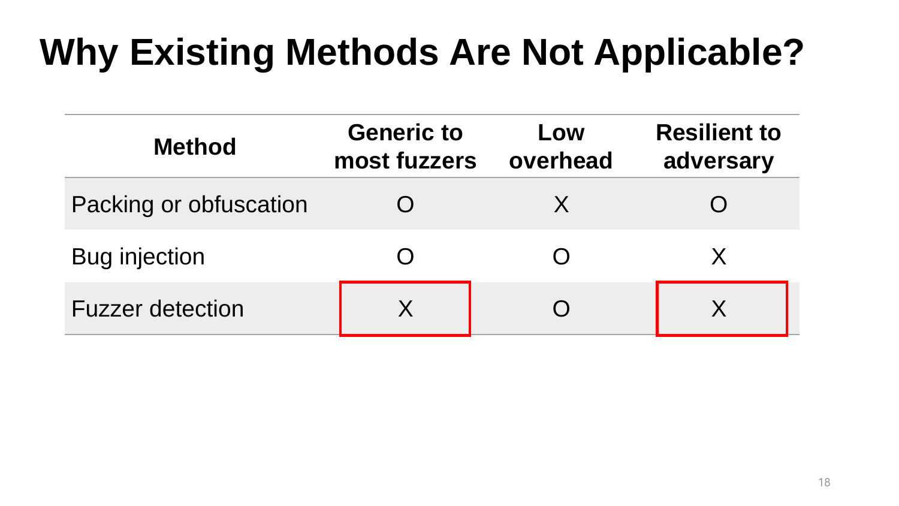# Why Existing Methods Are Not Applicable?

| Method | Generic to most fuzzers | Low overhead | Resilient to adversary |
|---|---|---|---|
| Packing or obfuscation | O | X | O |
| Bug injection | O | O | X |
| Fuzzer detection | X | O | X |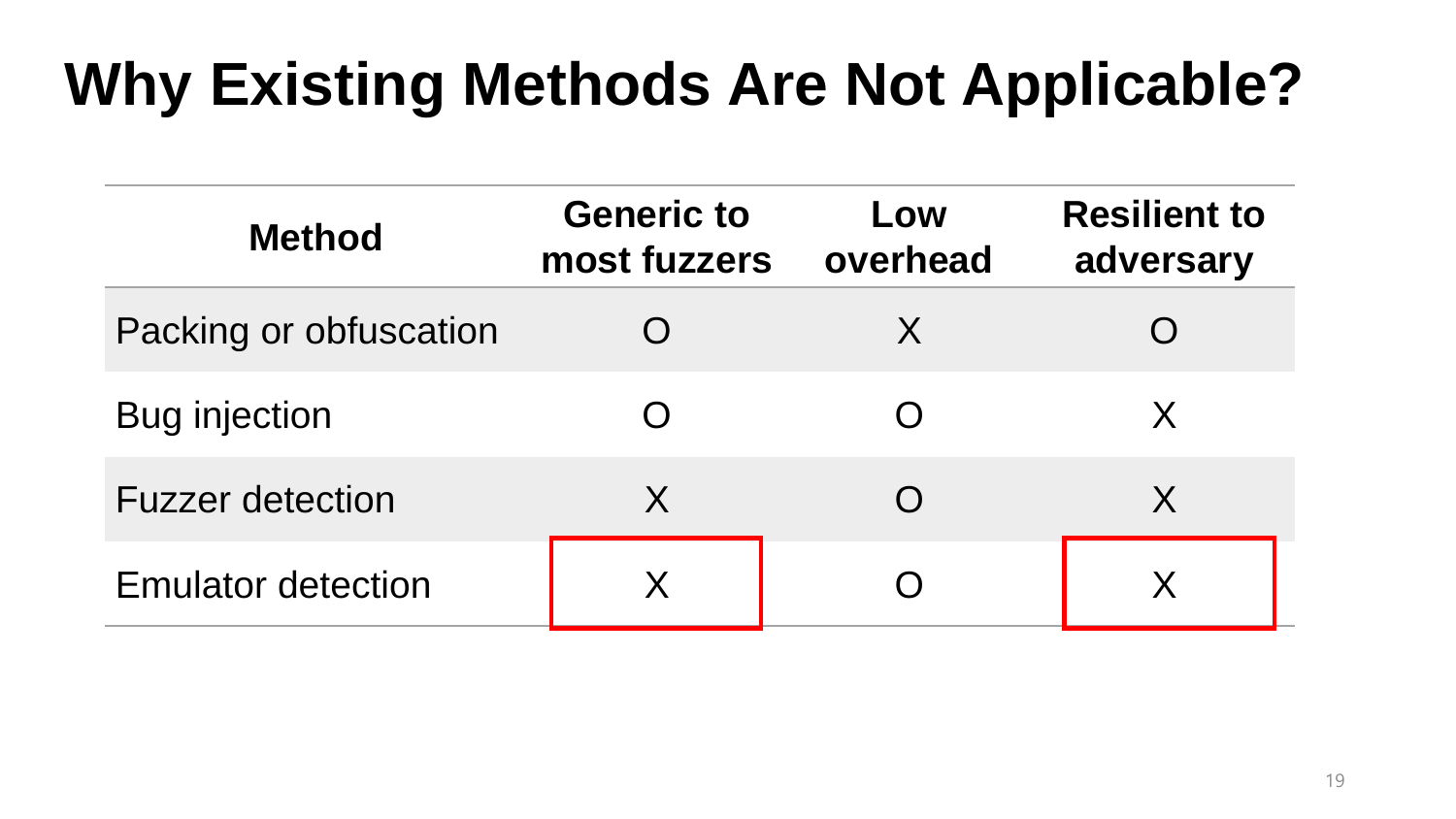# Why Existing Methods Are Not Applicable?

| Method | Generic to most fuzzers | Low overhead | Resilient to adversary |
| --- | --- | --- | --- |
| Packing or obfuscation | O | X | O |
| Bug injection | O | O | X |
| Fuzzer detection | X | O | X |
| Emulator detection | X | O | X |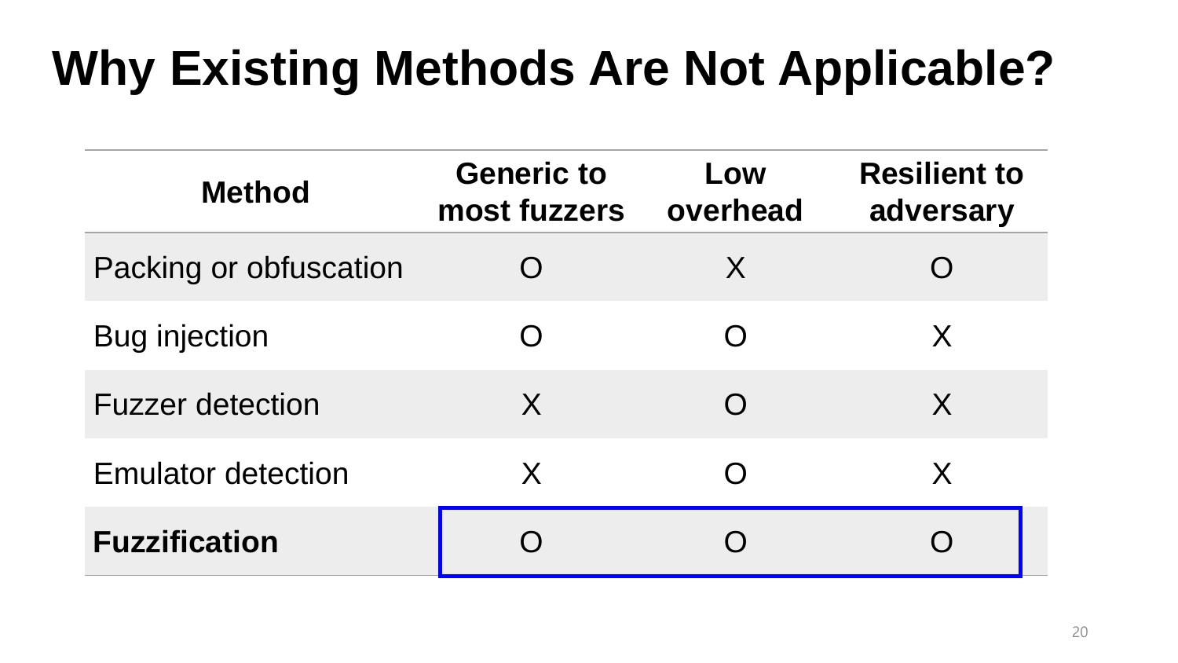# Why Existing Methods Are Not Applicable?

| Method | Generic to most fuzzers | Low overhead | Resilient to adversary |
|---|---|---|---|
| Packing or obfuscation | O | X | O |
| Bug injection | O | O | X |
| Fuzzer detection | X | O | X |
| Emulator detection | X | O | X |
| **Fuzzification** | O | O | O |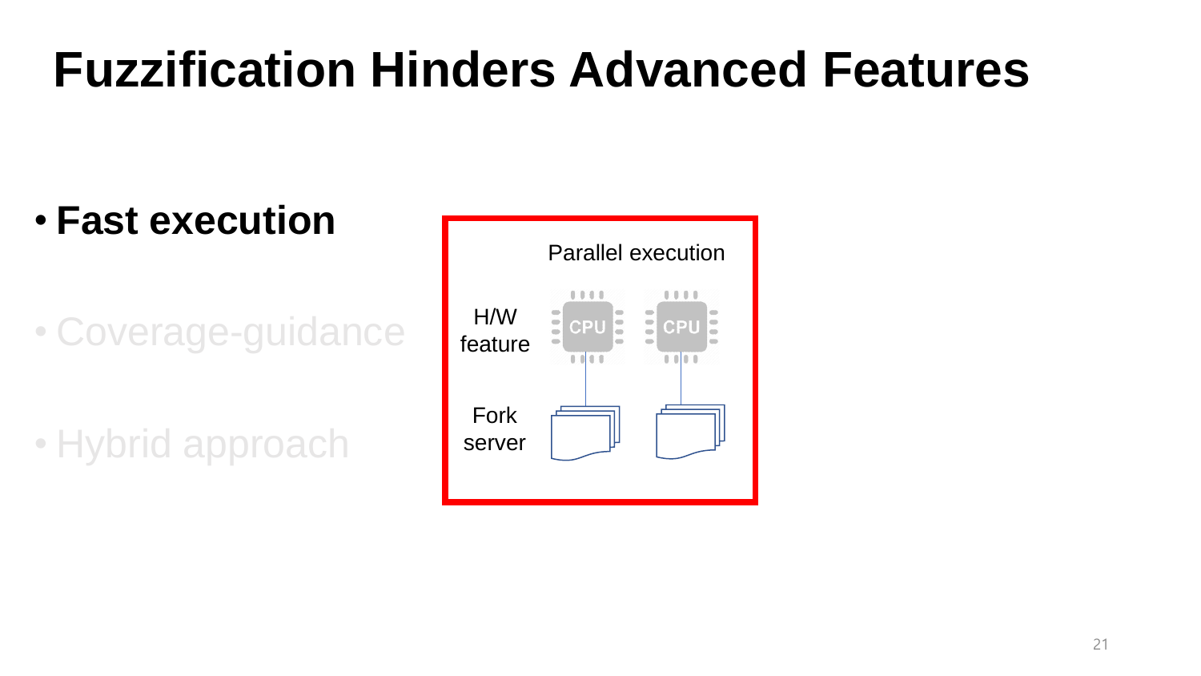# Fuzzification Hinders Advanced Features

- **Fast execution**
- Coverage-guidance
- Hybrid approach

Parallel execution

H/W feature — CPU, CPU

Fork server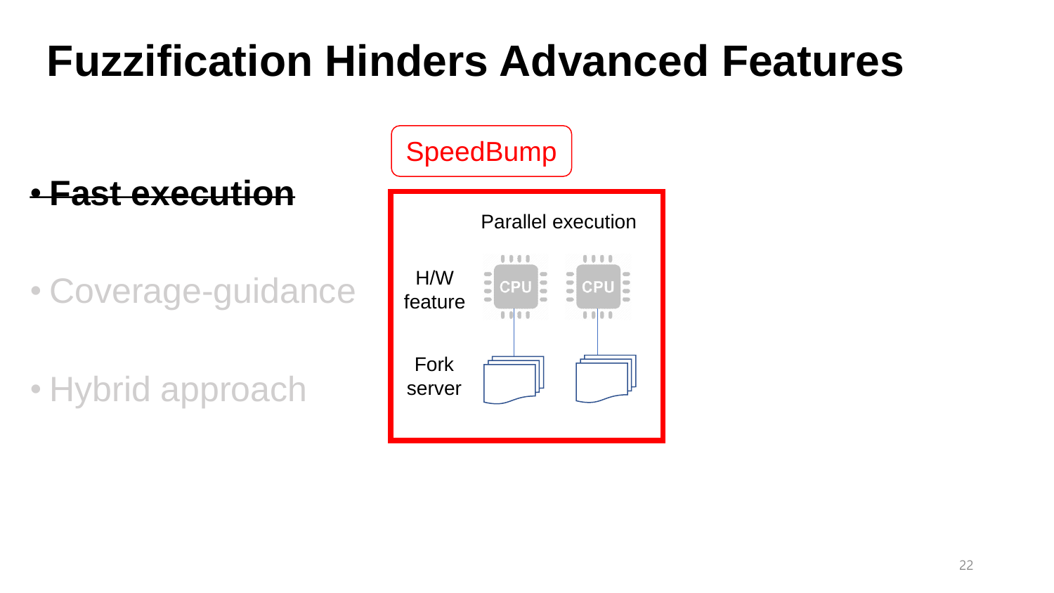# Fuzzification Hinders Advanced Features

- ~~Fast execution~~
- Coverage-guidance
- Hybrid approach

SpeedBump

Parallel execution

H/W feature

CPU CPU

Fork server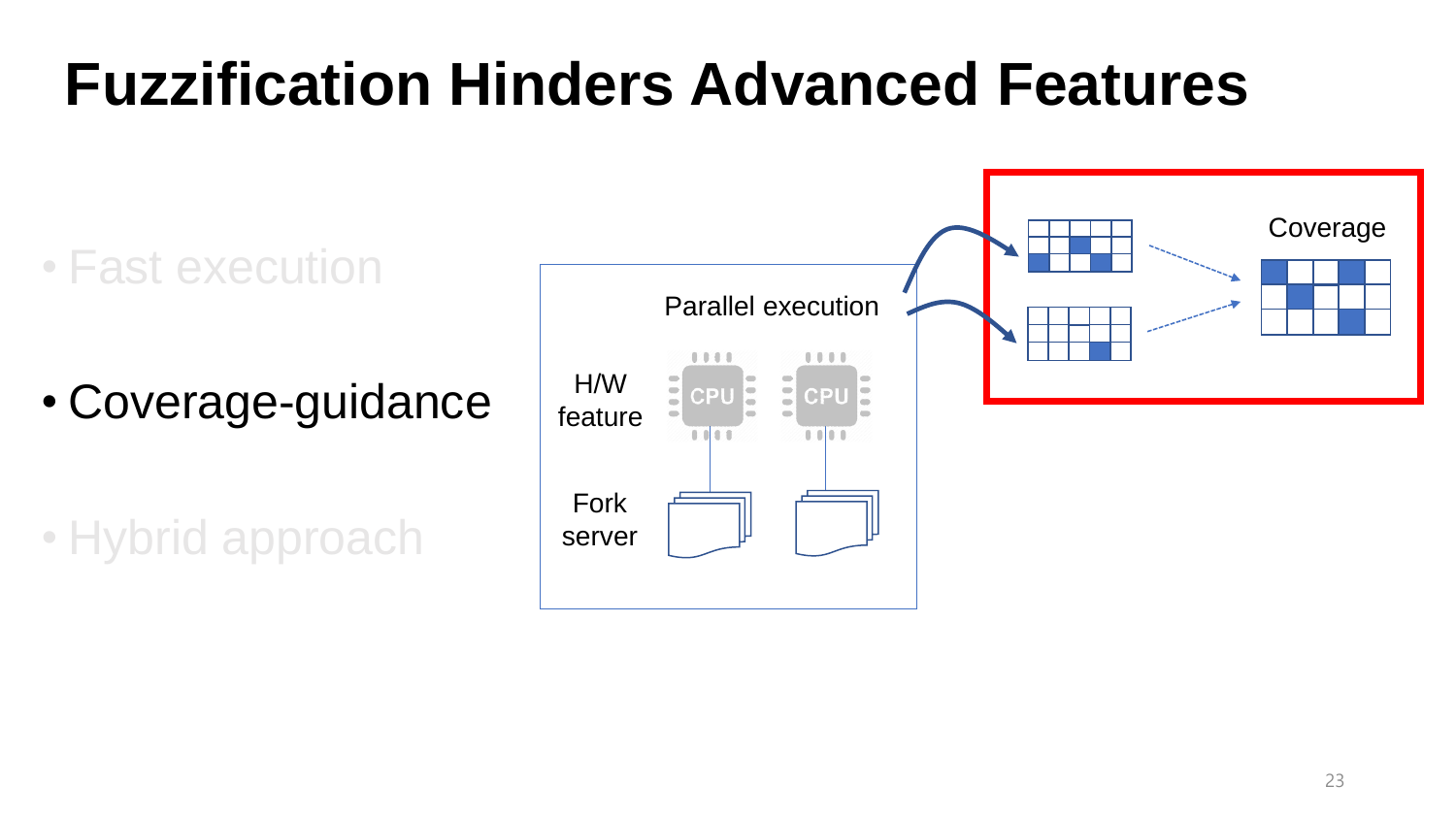# Fuzzification Hinders Advanced Features

- Fast execution
- Coverage-guidance
- Hybrid approach

Parallel execution

H/W feature

Fork server

Coverage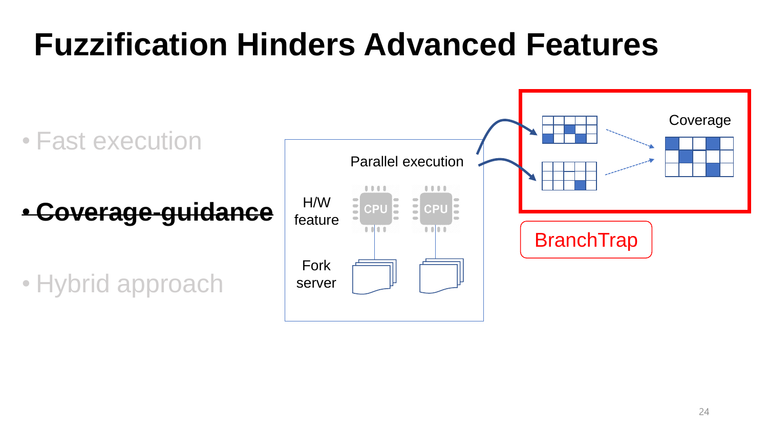# Fuzzification Hinders Advanced Features

- Fast execution
- ~~**Coverage-guidance**~~
- Hybrid approach

Parallel execution

H/W feature

CPU CPU

Fork server

Coverage

BranchTrap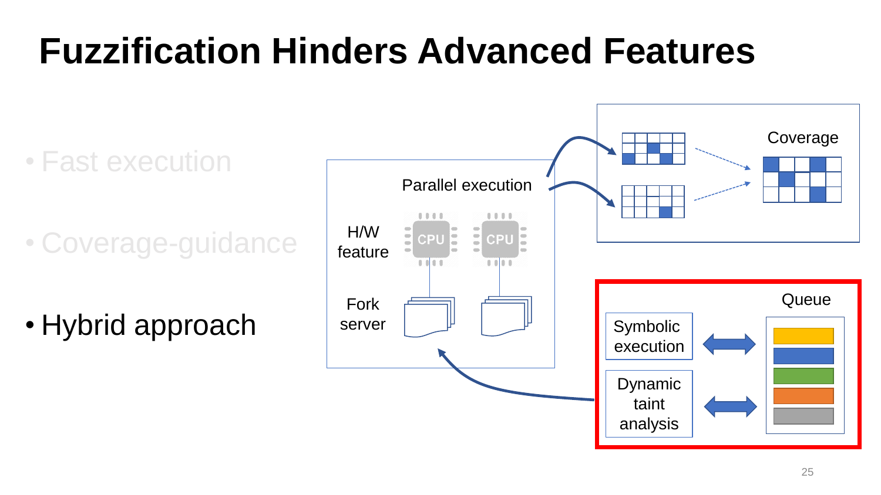# Fuzzification Hinders Advanced Features

- Fast execution
- Coverage-guidance
- Hybrid approach

Parallel execution

H/W feature

CPU CPU

Fork server

Coverage

Symbolic execution

Dynamic taint analysis

Queue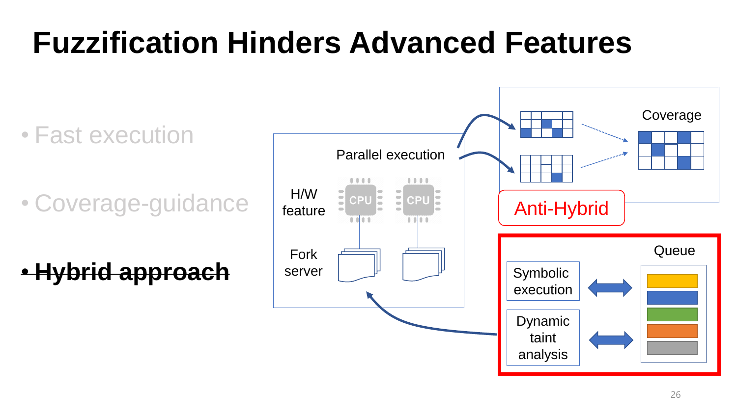# Fuzzification Hinders Advanced Features

- Fast execution
- Coverage-guidance
- ~~**Hybrid approach**~~

Parallel execution

H/W feature

CPU CPU

Fork server

Coverage

Anti-Hybrid

Symbolic execution

Dynamic taint analysis

Queue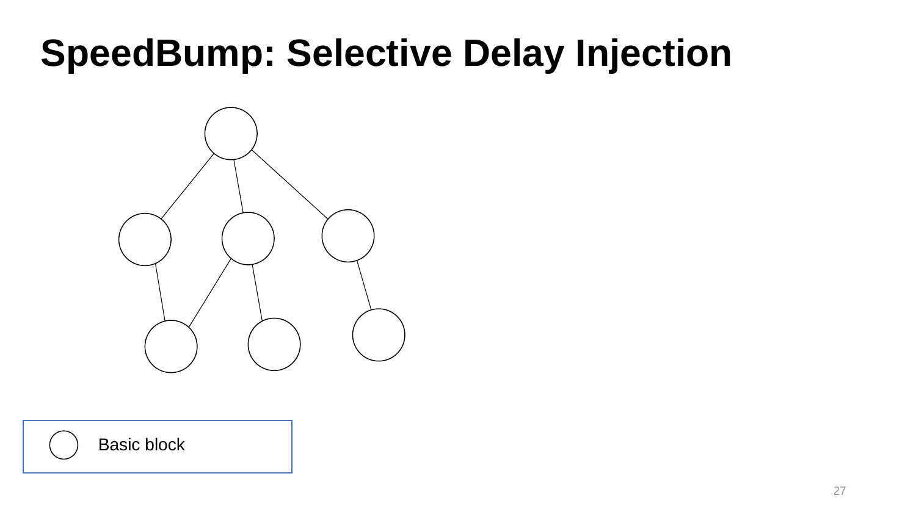# SpeedBump: Selective Delay Injection

Basic block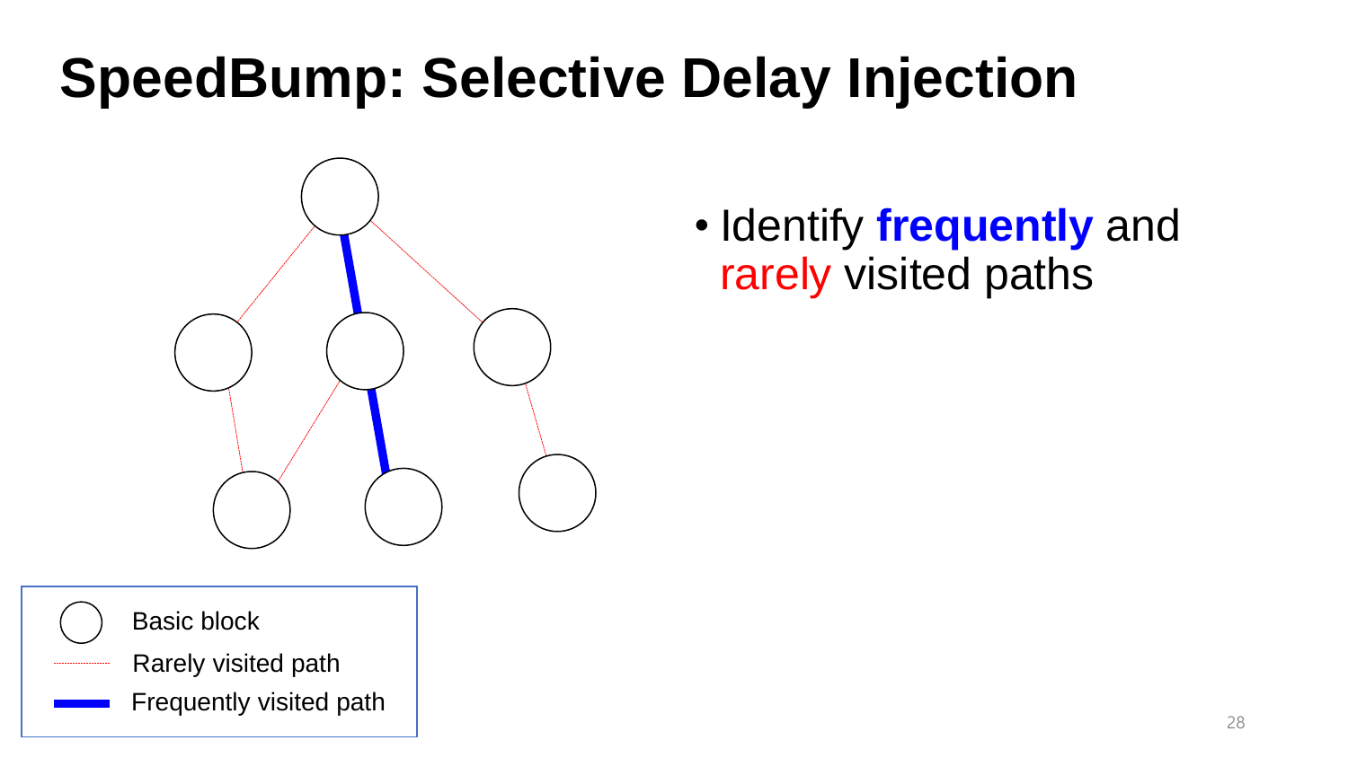# SpeedBump: Selective Delay Injection

- Identify **frequently** and rarely visited paths

Basic block

Rarely visited path

Frequently visited path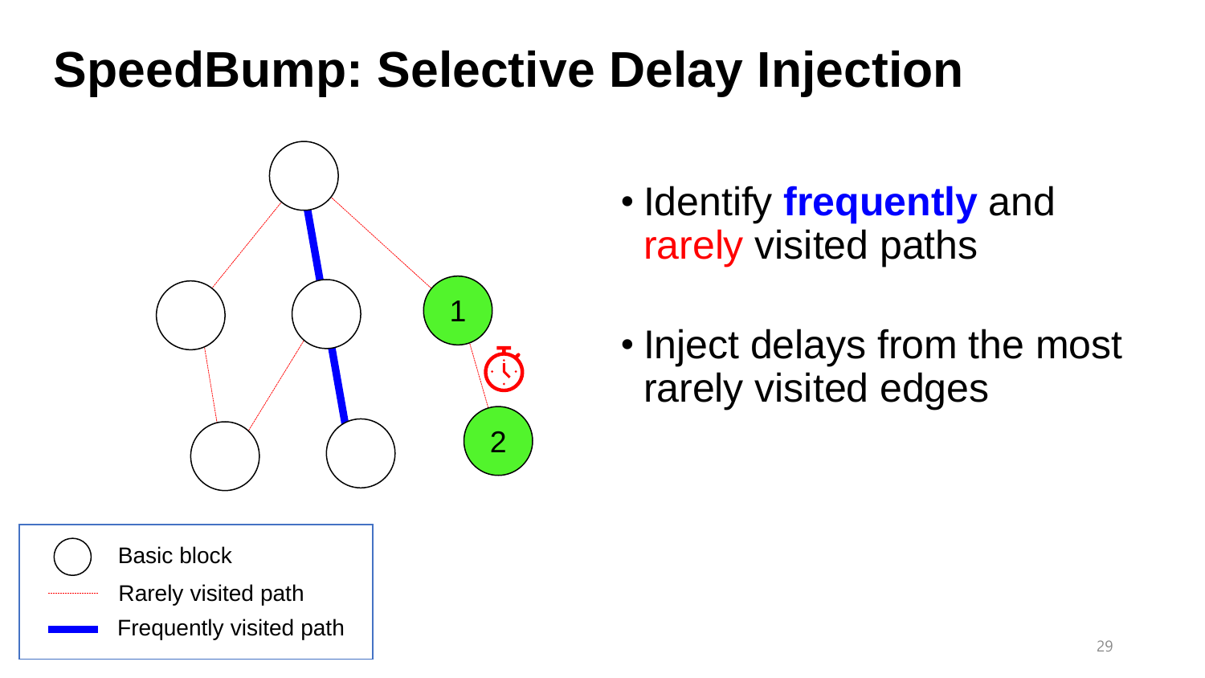# SpeedBump: Selective Delay Injection

- Identify **frequently** and rarely visited paths
- Inject delays from the most rarely visited edges

Basic block
Rarely visited path
Frequently visited path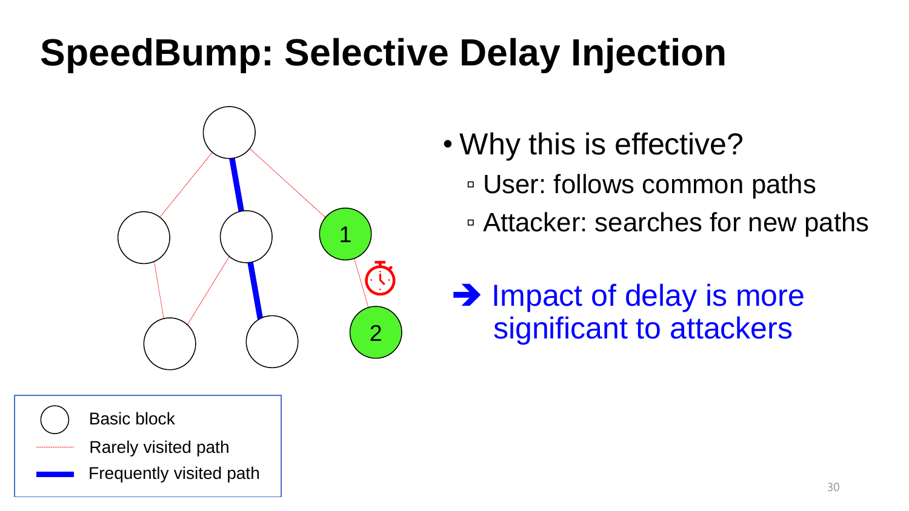# SpeedBump: Selective Delay Injection

- Why this is effective?
  - User: follows common paths
  - Attacker: searches for new paths

➔ Impact of delay is more significant to attackers

Basic block

Rarely visited path

Frequently visited path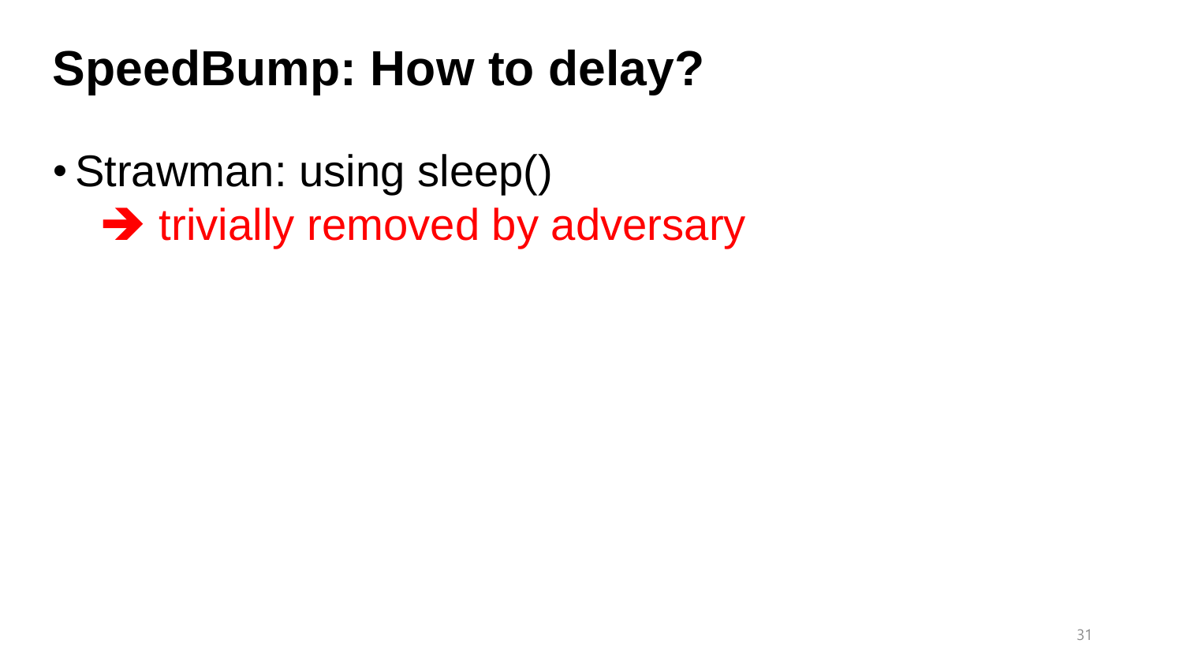# SpeedBump: How to delay?

- Strawman: using sleep()
  ➔ trivially removed by adversary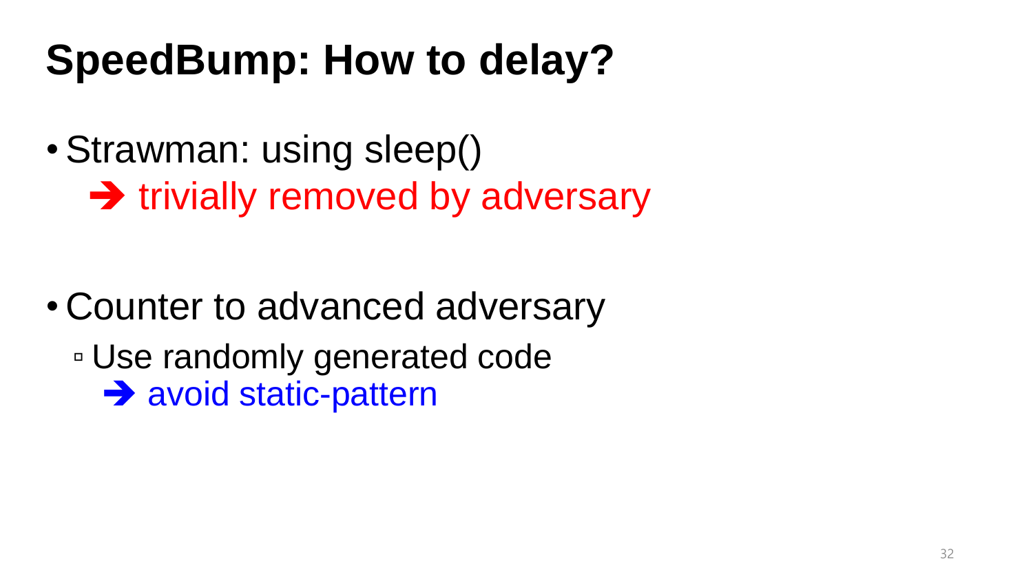# SpeedBump: How to delay?

- Strawman: using sleep()
  ➔ trivially removed by adversary

- Counter to advanced adversary
  - Use randomly generated code
    ➔ avoid static-pattern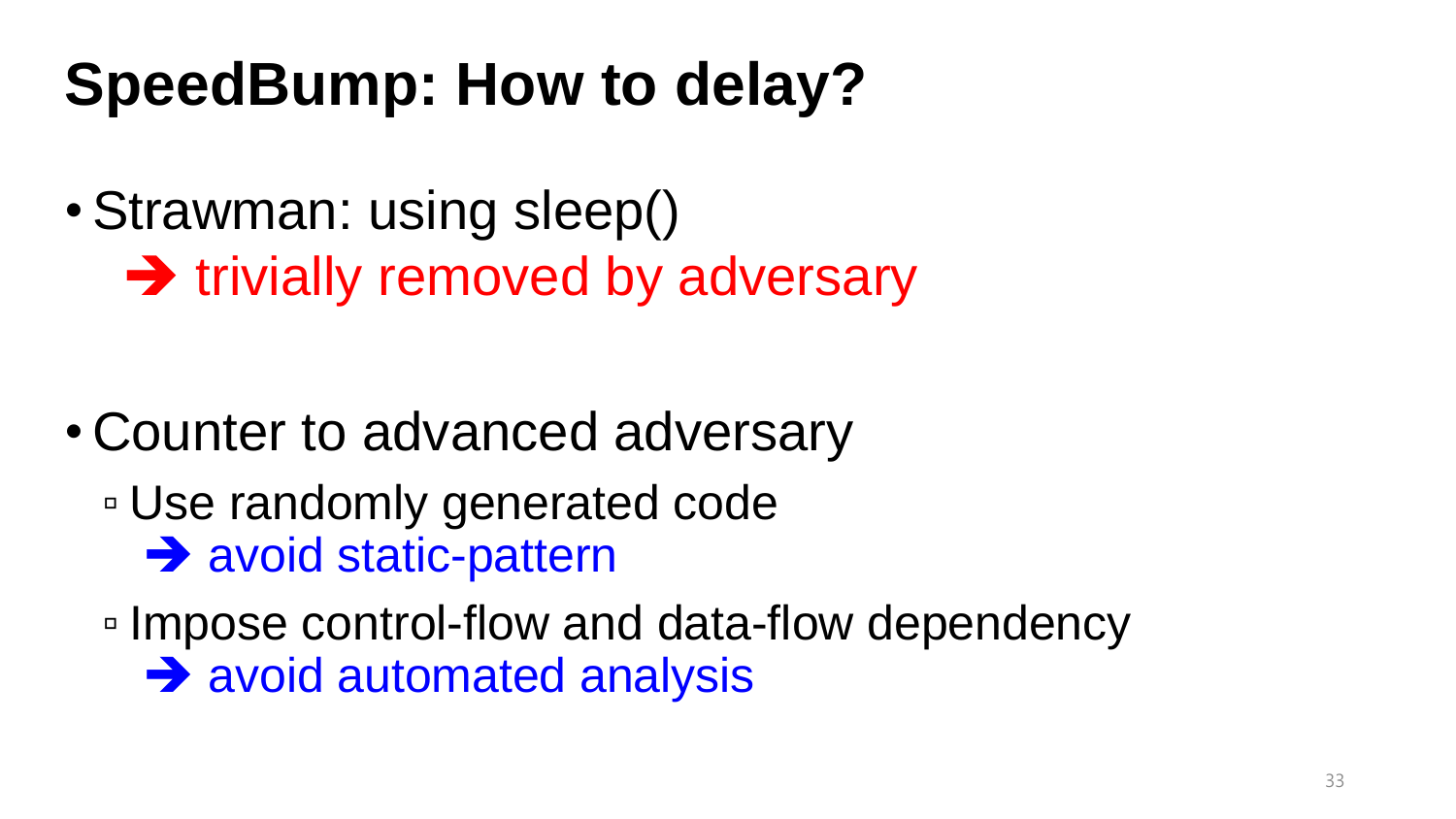# SpeedBump: How to delay?

- Strawman: using sleep()
  ➔ trivially removed by adversary

- Counter to advanced adversary
  - Use randomly generated code
    ➔ avoid static-pattern
  - Impose control-flow and data-flow dependency
    ➔ avoid automated analysis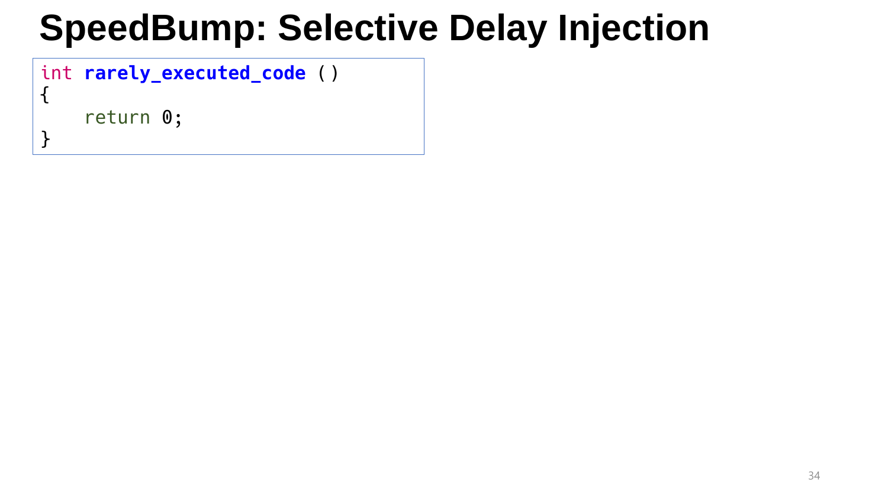# SpeedBump: Selective Delay Injection

```
int rarely_executed_code ()
{
    return 0;
}
```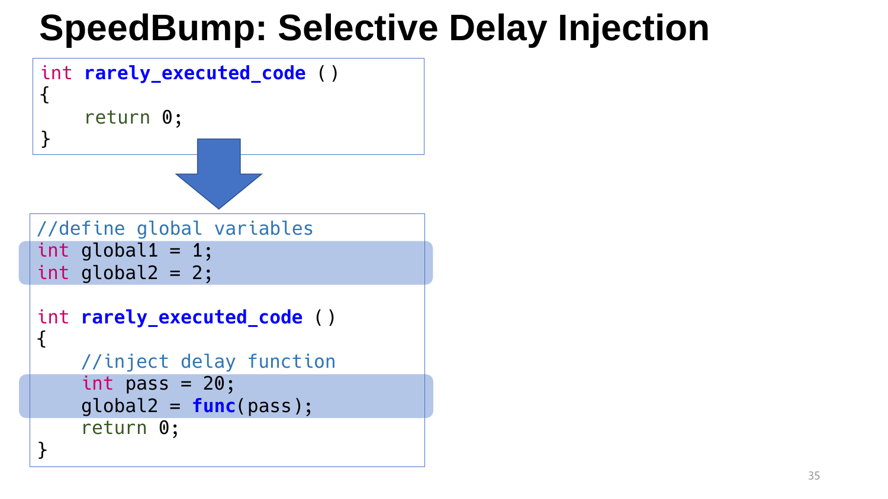# SpeedBump: Selective Delay Injection

```c
int rarely_executed_code ()
{
    return 0;
}
```

```c
//define global variables
int global1 = 1;
int global2 = 2;

int rarely_executed_code ()
{
    //inject delay function
    int pass = 20;
    global2 = func(pass);
    return 0;
}
```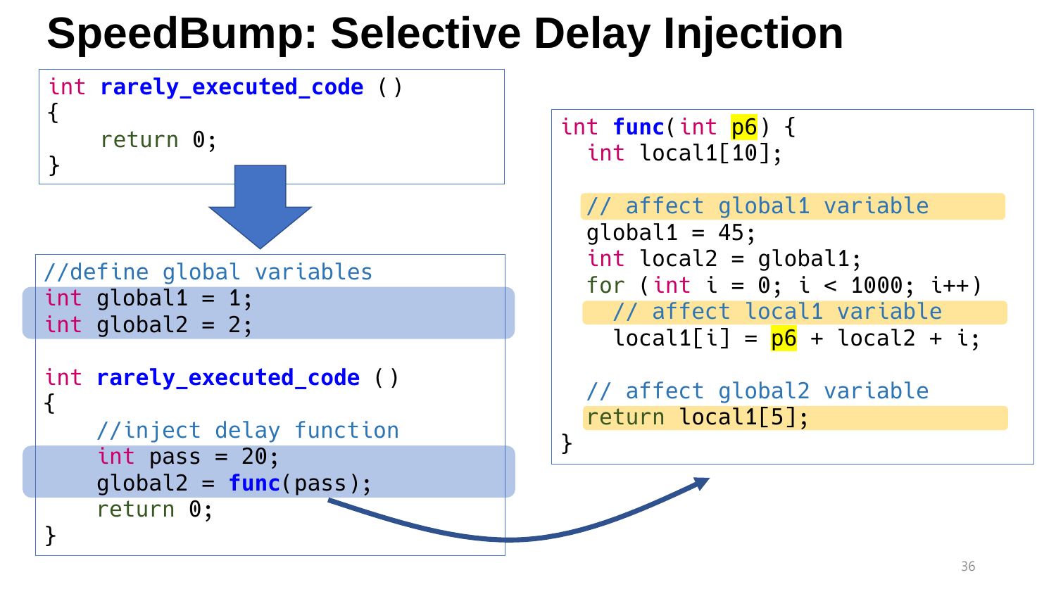# SpeedBump: Selective Delay Injection

```c
int rarely_executed_code ()
{
    return 0;
}
```

```c
//define global variables
int global1 = 1;
int global2 = 2;

int rarely_executed_code ()
{
    //inject delay function
    int pass = 20;
    global2 = func(pass);
    return 0;
}
```

```c
int func(int p6) {
  int local1[10];

  // affect global1 variable
  global1 = 45;
  int local2 = global1;
  for (int i = 0; i < 1000; i++)
    // affect local1 variable
    local1[i] = p6 + local2 + i;

  // affect global2 variable
  return local1[5];
}
```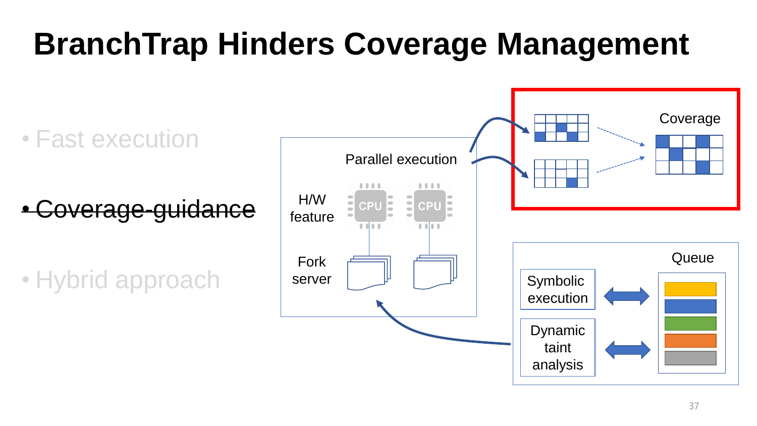# BranchTrap Hinders Coverage Management

- Fast execution
- ~~Coverage-guidance~~
- Hybrid approach

Parallel execution

H/W feature

CPU CPU

Fork server

Coverage

Queue

Symbolic execution

Dynamic taint analysis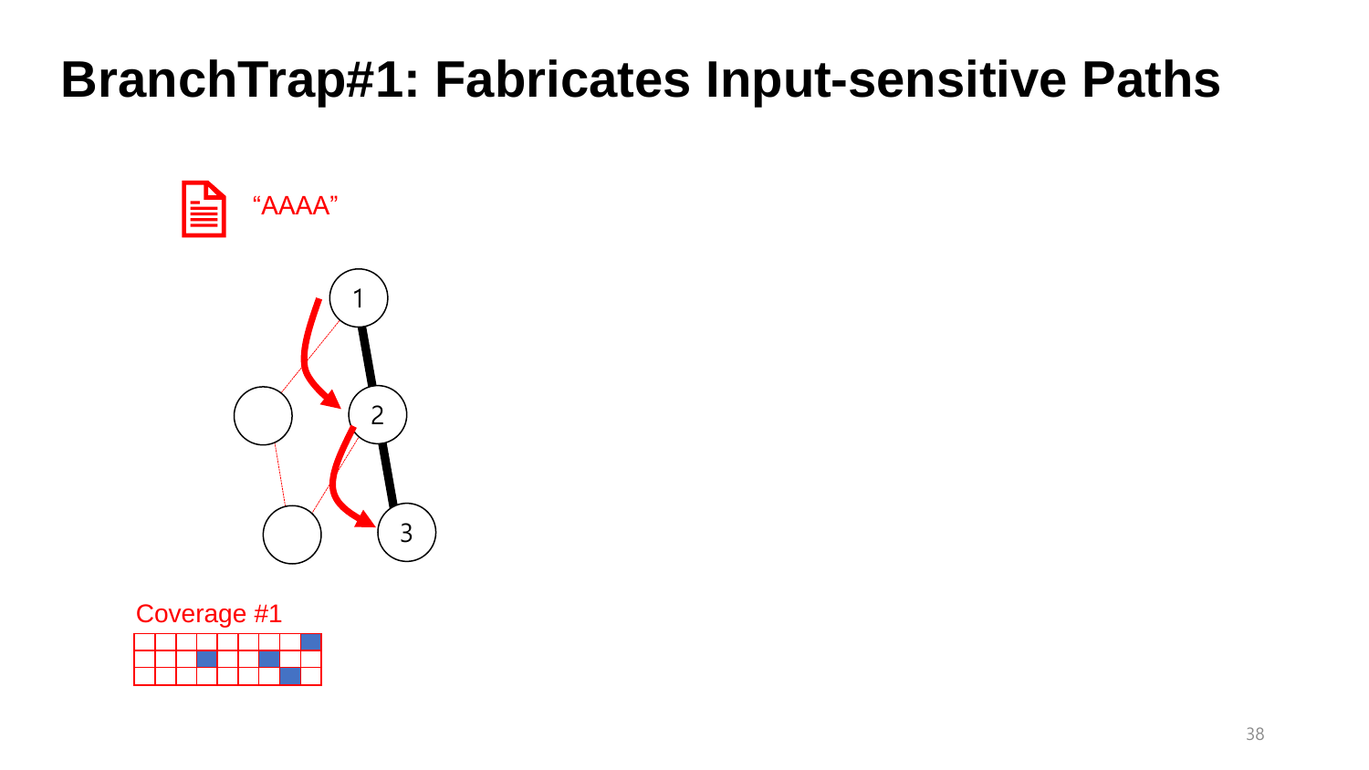# BranchTrap#1: Fabricates Input-sensitive Paths

"AAAA"

1

2

3

Coverage #1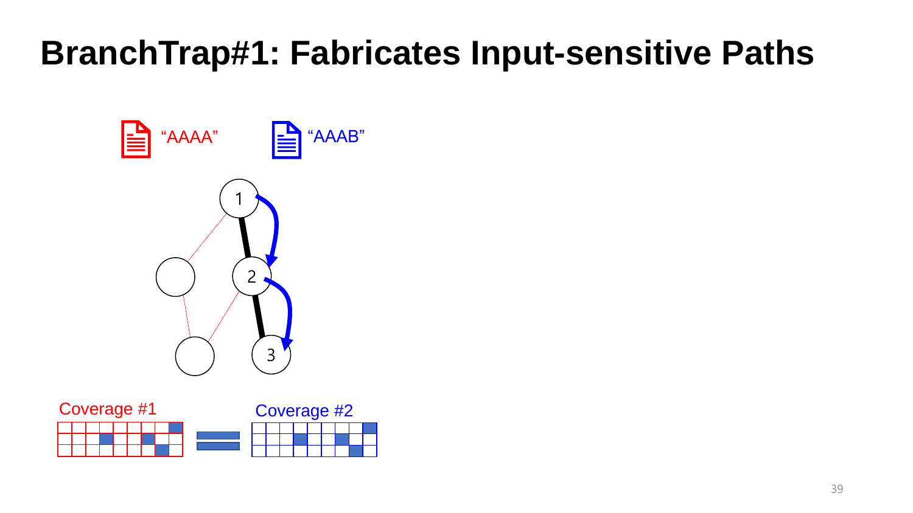# BranchTrap#1: Fabricates Input-sensitive Paths

"AAAA"

"AAAB"

1

2

3

Coverage #1

Coverage #2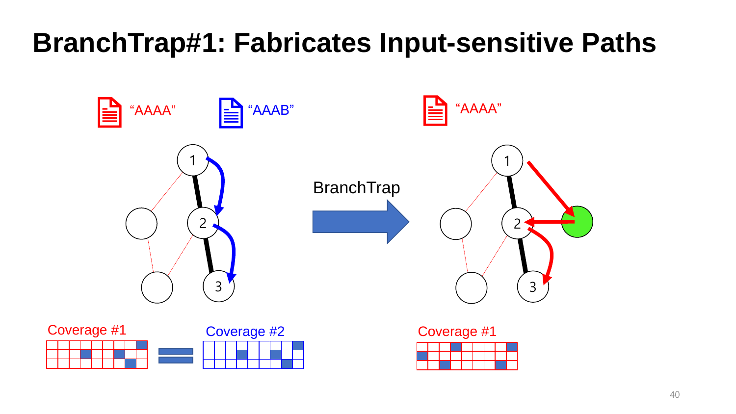# BranchTrap#1: Fabricates Input-sensitive Paths

“AAAA” “AAAB”

BranchTrap

“AAAA”

Coverage #1 = Coverage #2

Coverage #1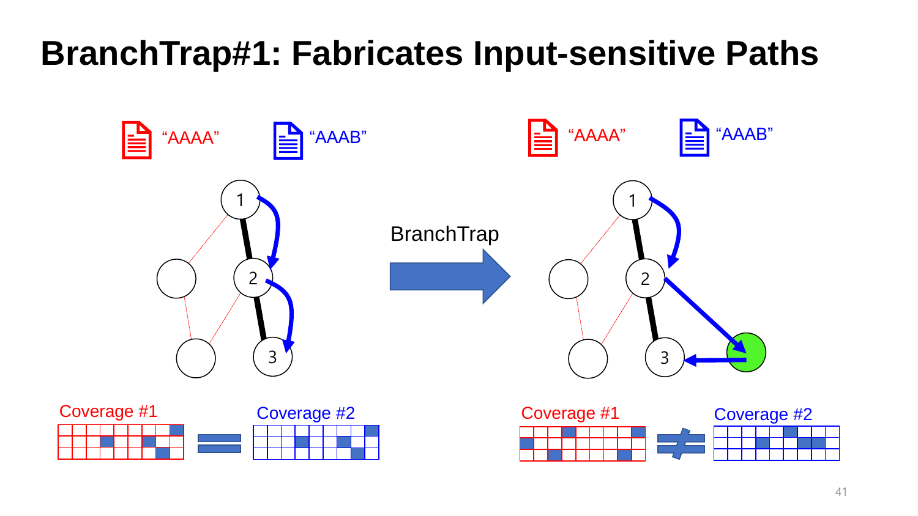# BranchTrap#1: Fabricates Input-sensitive Paths

"AAAA" "AAAB"

BranchTrap

"AAAA" "AAAB"

Coverage #1 = Coverage #2

Coverage #1 ≠ Coverage #2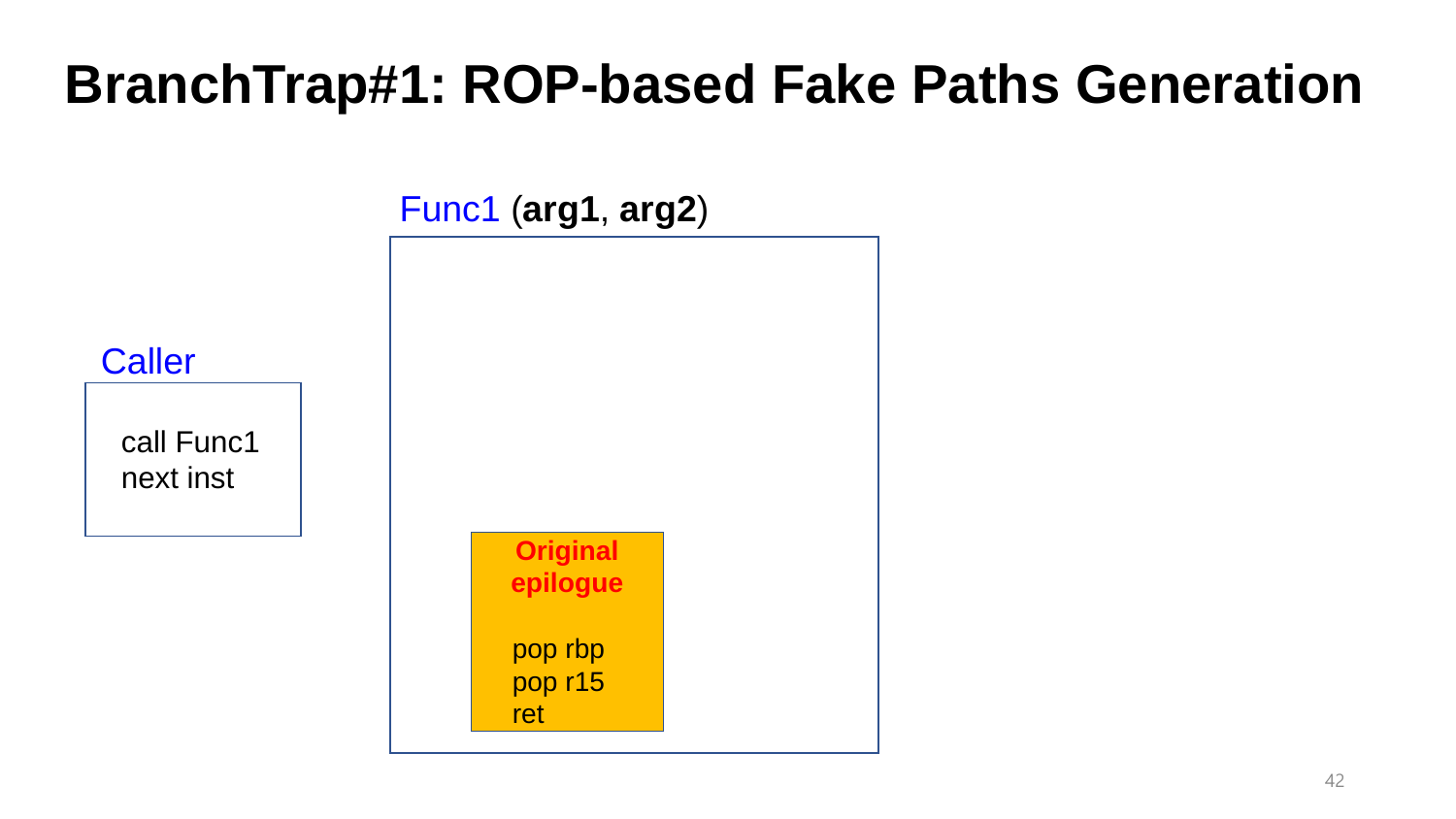# BranchTrap#1: ROP-based Fake Paths Generation

Func1 (**arg1**, **arg2**)

Caller

```
call Func1
next inst
```

**Original epilogue**

```
pop rbp
pop r15
ret
```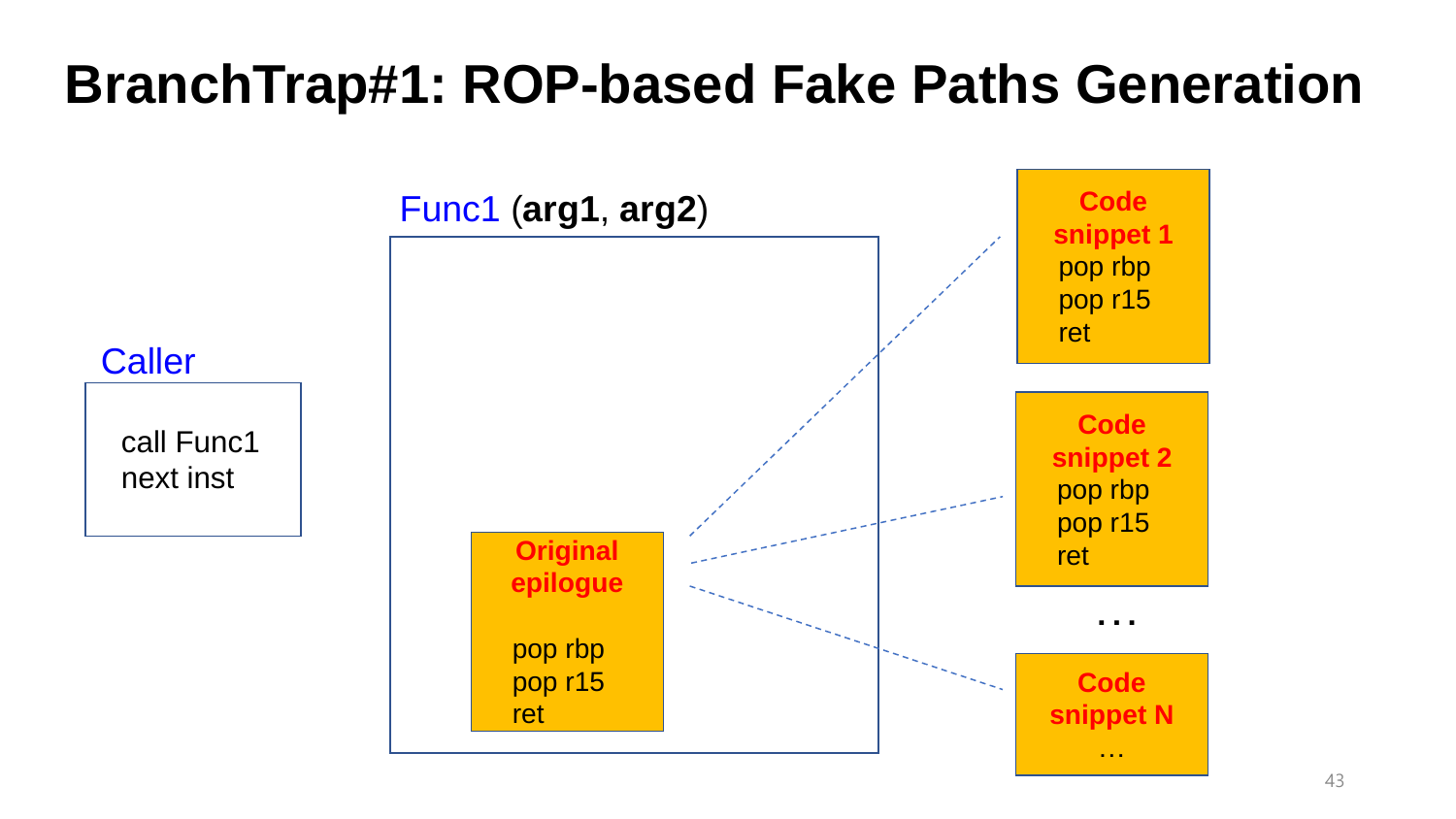# BranchTrap#1: ROP-based Fake Paths Generation

**Caller**

```
call Func1
next inst
```

**Func1 (arg1, arg2)**

**Original epilogue**

```
pop rbp
pop r15
ret
```

**Code snippet 1**

```
pop rbp
pop r15
ret
```

**Code snippet 2**

```
pop rbp
pop r15
ret
```

…

**Code snippet N**

…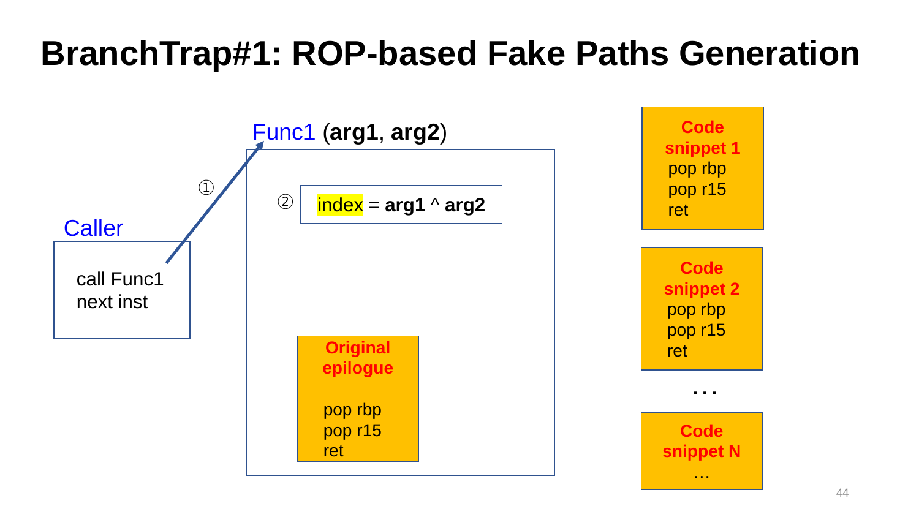# BranchTrap#1: ROP-based Fake Paths Generation

Caller

call Func1
next inst

①

Func1 (**arg1**, **arg2**)

② index = **arg1** ^ **arg2**

**Original epilogue**

pop rbp
pop r15
ret

**Code snippet 1**
pop rbp
pop r15
ret

**Code snippet 2**
pop rbp
pop r15
ret

…

**Code snippet N**
…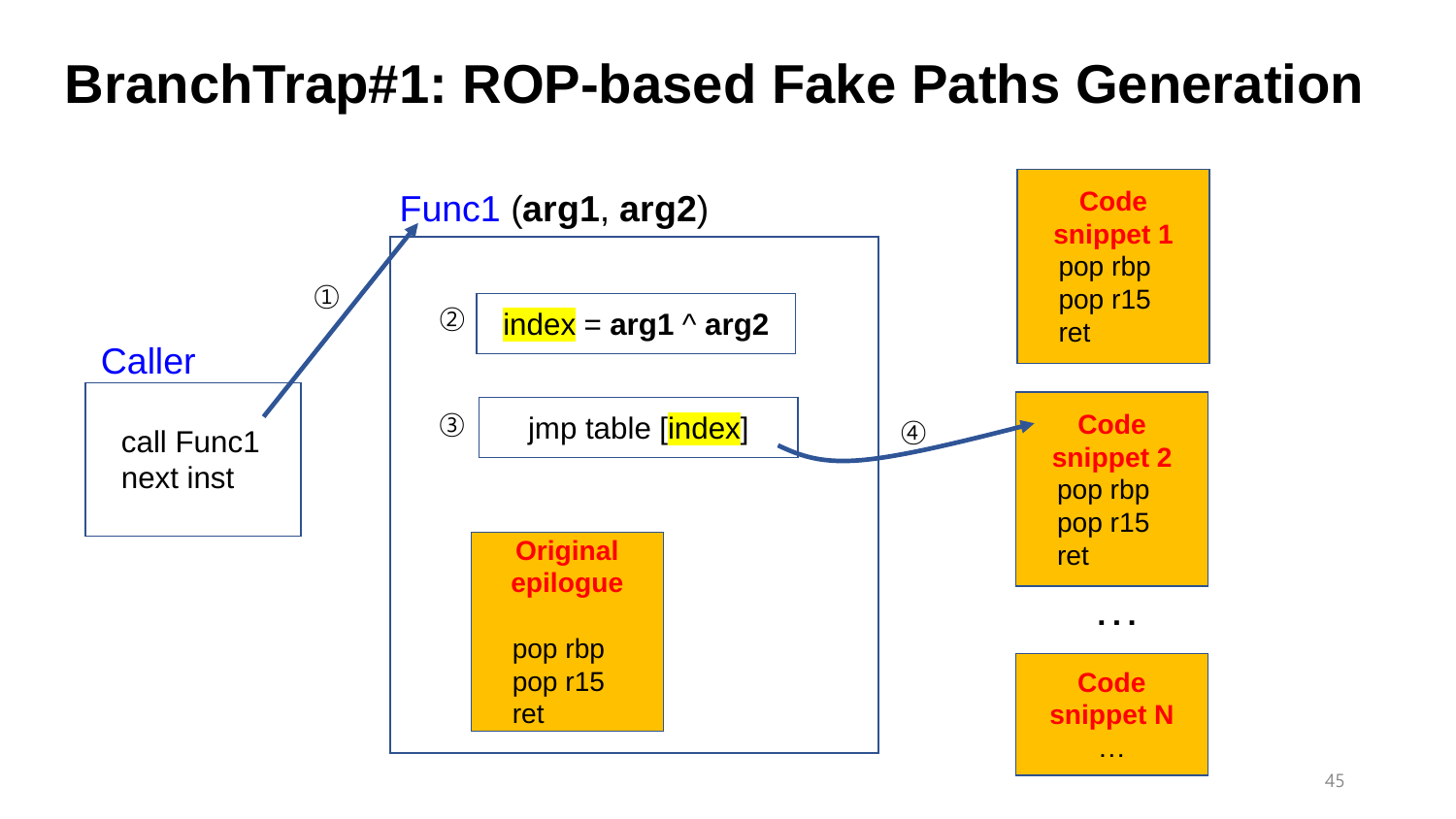# BranchTrap#1: ROP-based Fake Paths Generation

**Caller**

```
call Func1
next inst
```

① → **Func1 (arg1, arg2)**

② index = arg1 ^ arg2

③ jmp table [index]

④ → Code snippet 2

**Original epilogue**

```
pop rbp
pop r15
ret
```

**Code snippet 1**

```
pop rbp
pop r15
ret
```

**Code snippet 2**

```
pop rbp
pop r15
ret
```

…

**Code snippet N**

…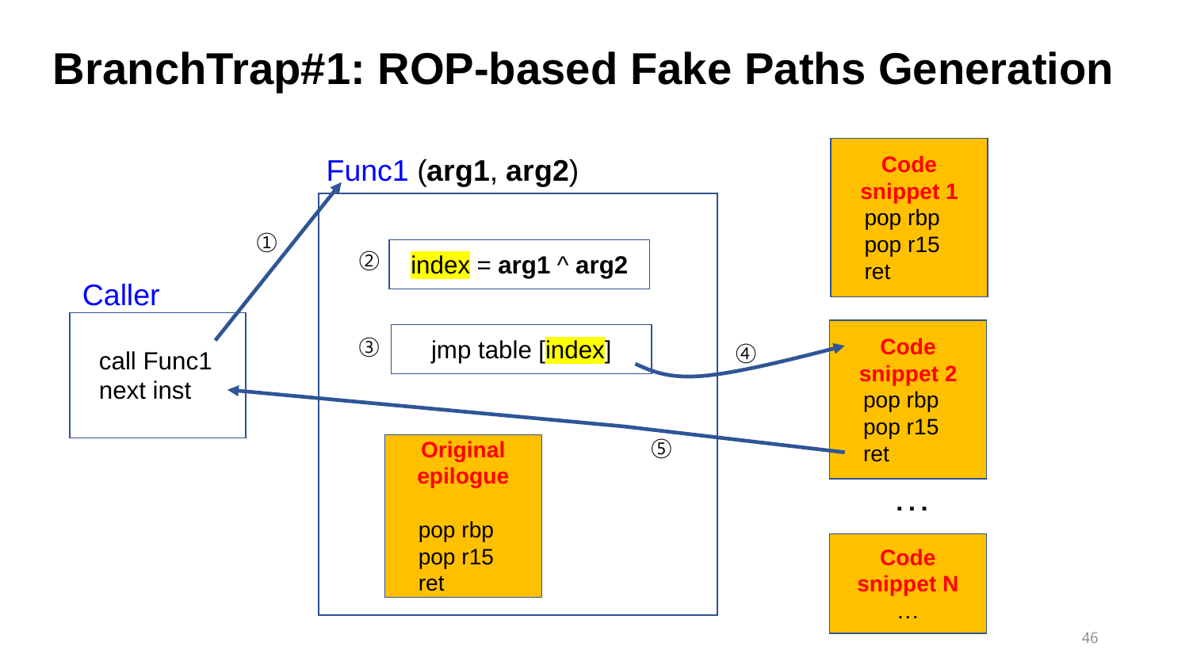# BranchTrap#1: ROP-based Fake Paths Generation

Caller

call Func1
next inst

① 

Func1 (**arg1**, **arg2**)

② index = **arg1** ^ **arg2**

③ jmp table [index]

**Original epilogue**

pop rbp
pop r15
ret

④

⑤

**Code snippet 1**
pop rbp
pop r15
ret

**Code snippet 2**
pop rbp
pop r15
ret

…

**Code snippet N**
…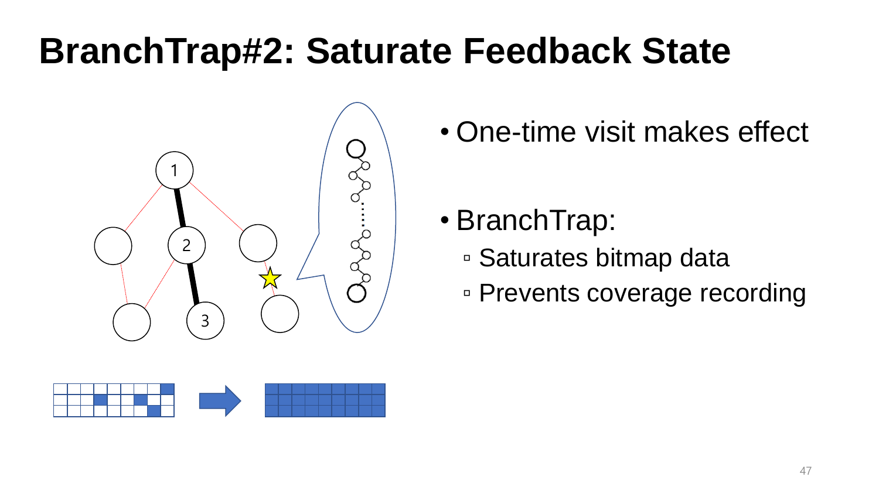# BranchTrap#2: Saturate Feedback State

- One-time visit makes effect
- BranchTrap:
  - Saturates bitmap data
  - Prevents coverage recording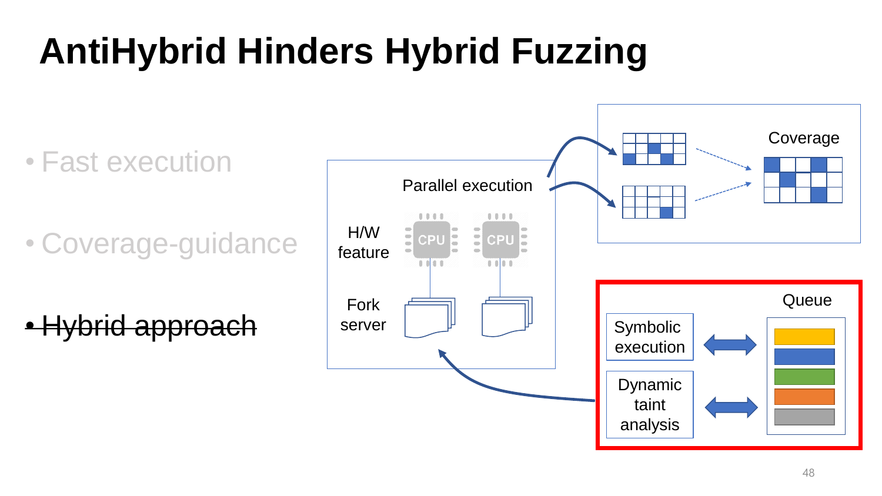# AntiHybrid Hinders Hybrid Fuzzing

- Fast execution
- Coverage-guidance
- ~~Hybrid approach~~

Parallel execution

H/W feature

CPU CPU

Fork server

Coverage

Queue

Symbolic execution

Dynamic taint analysis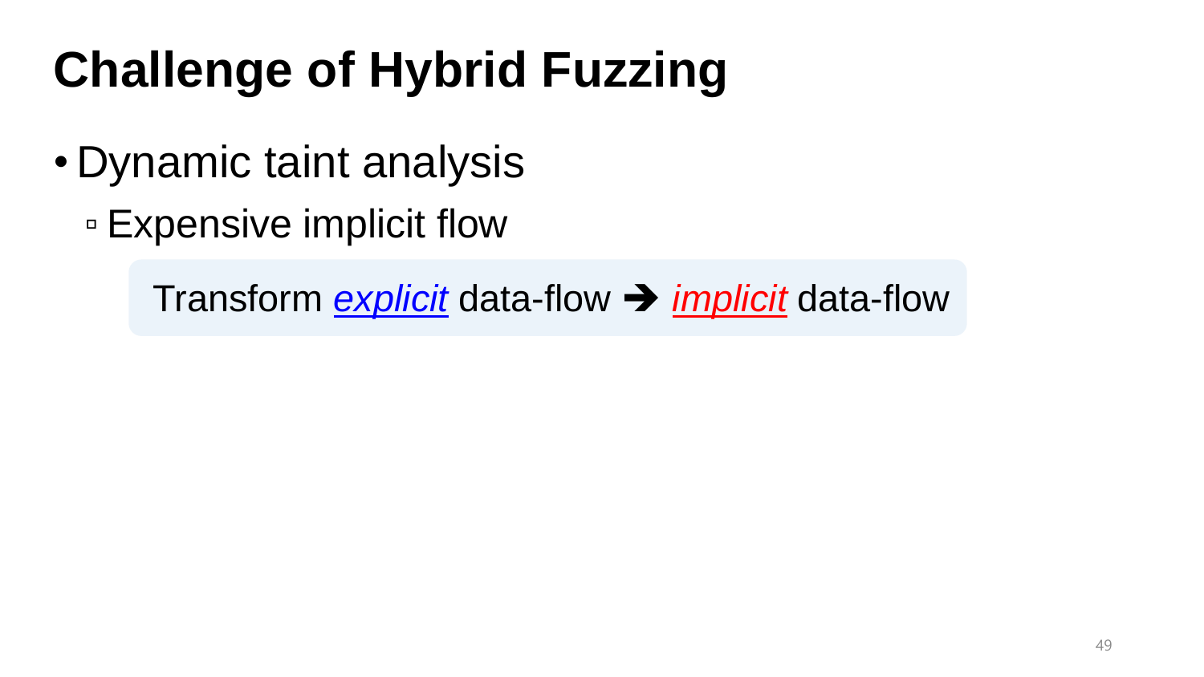# Challenge of Hybrid Fuzzing

- Dynamic taint analysis
  - Expensive implicit flow

Transform *explicit* data-flow ➔ *implicit* data-flow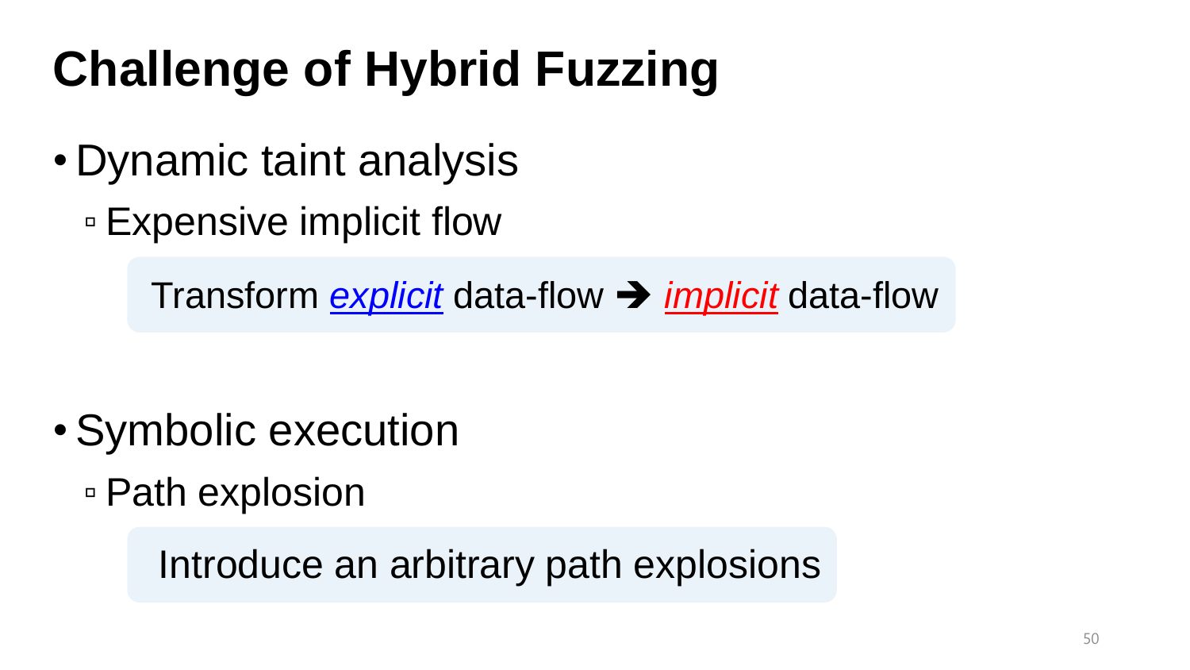# Challenge of Hybrid Fuzzing

- Dynamic taint analysis
  - Expensive implicit flow

    Transform *explicit* data-flow ➔ *implicit* data-flow

- Symbolic execution
  - Path explosion

    Introduce an arbitrary path explosions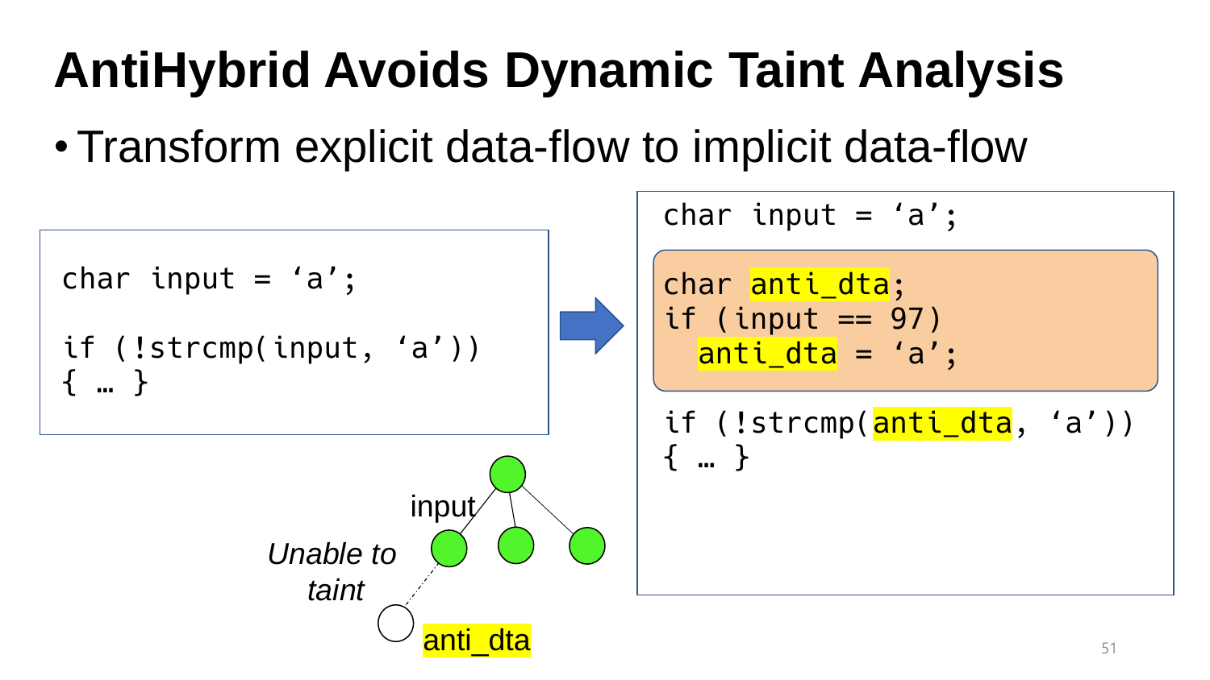# AntiHybrid Avoids Dynamic Taint Analysis

- Transform explicit data-flow to implicit data-flow

```
char input = ‘a’;

if (!strcmp(input, ‘a’))
{ … }
```

```
char input = ‘a’;

char anti_dta;
if (input == 97)
  anti_dta = ‘a’;

if (!strcmp(anti_dta, ‘a’))
{ … }
```

input

*Unable to taint*

anti_dta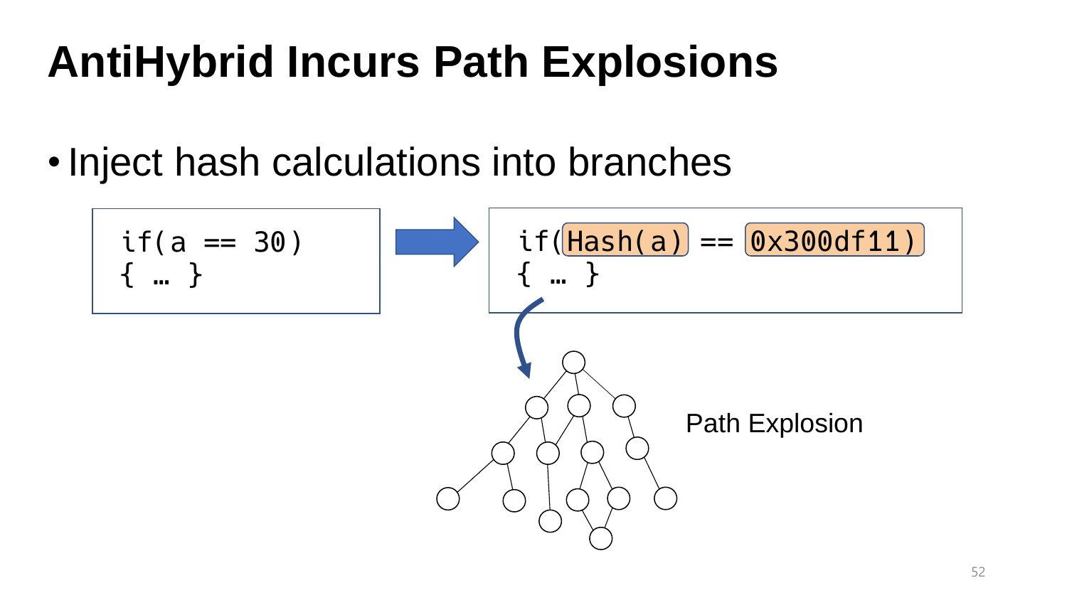# AntiHybrid Incurs Path Explosions

- Inject hash calculations into branches

```
if(a == 30)
{ … }
```

```
if(Hash(a) == 0x300df11)
{ … }
```

Path Explosion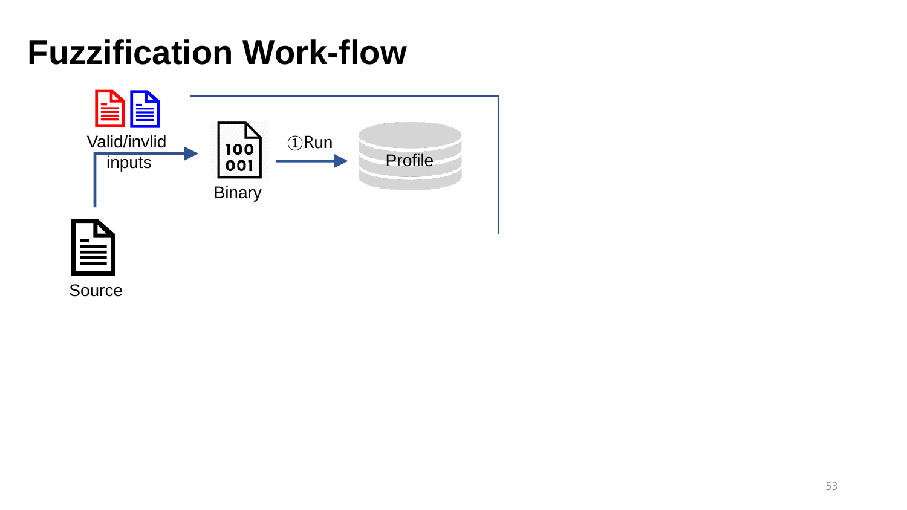# Fuzzification Work-flow

Valid/invlid inputs

Source

Binary

①Run

Profile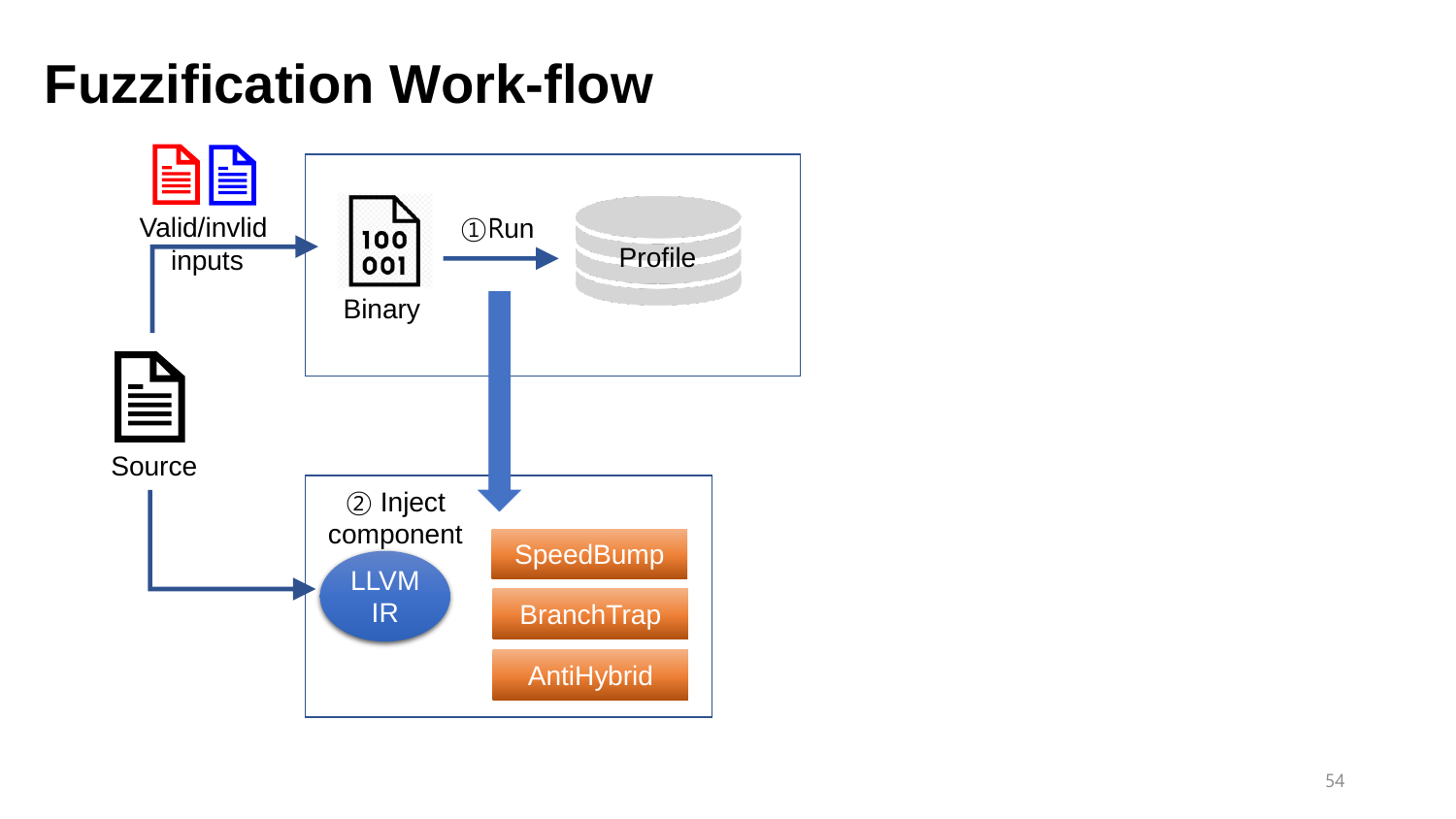# Fuzzification Work-flow

Valid/invlid inputs

Source

Binary

①Run

Profile

② Inject component

LLVM IR

SpeedBump

BranchTrap

AntiHybrid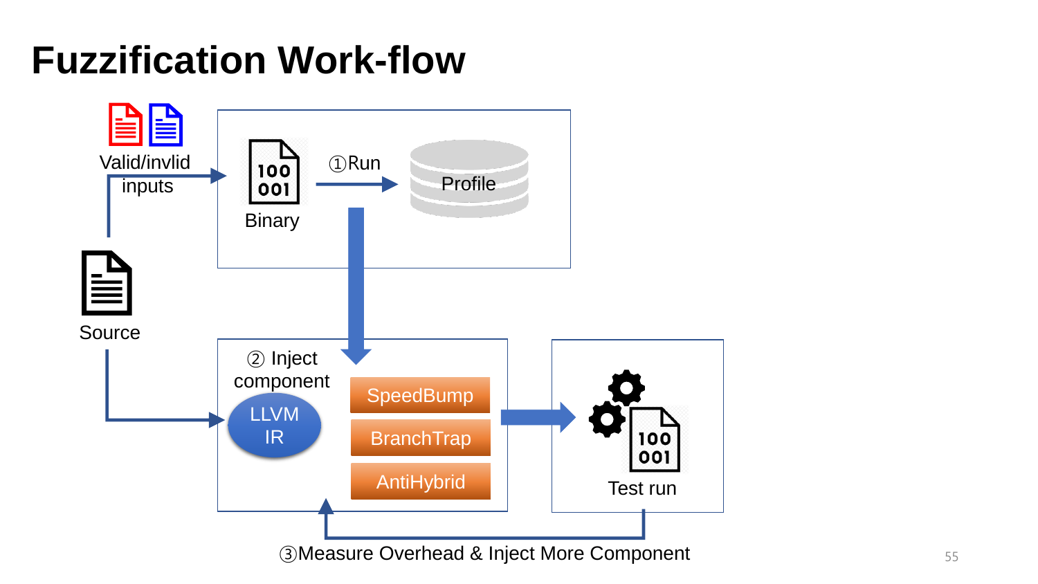# Fuzzification Work-flow

Valid/invlid inputs

Source

Binary

①Run

Profile

② Inject component

LLVM IR

SpeedBump

BranchTrap

AntiHybrid

Test run

③Measure Overhead & Inject More Component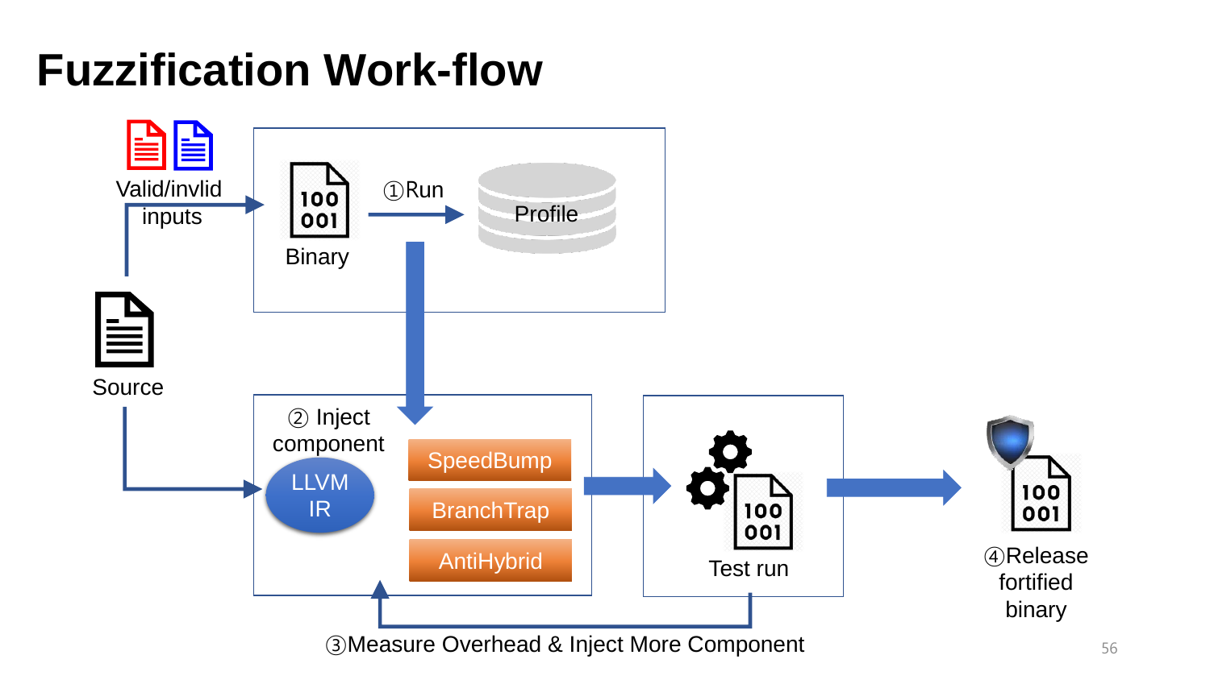# Fuzzification Work-flow

Valid/invlid inputs

Source

Binary

①Run

Profile

② Inject component

LLVM IR

SpeedBump

BranchTrap

AntiHybrid

Test run

④Release fortified binary

③Measure Overhead & Inject More Component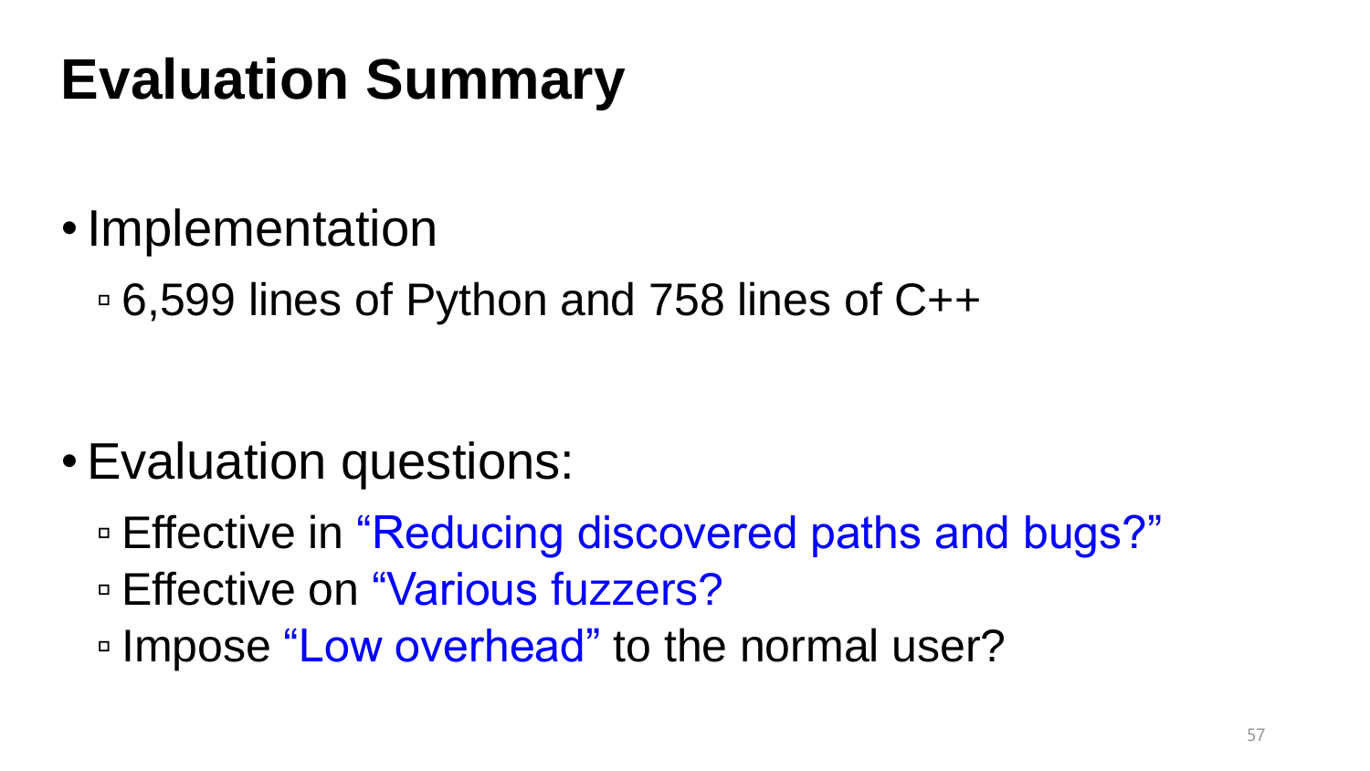# Evaluation Summary

- Implementation
  - 6,599 lines of Python and 758 lines of C++

- Evaluation questions:
  - Effective in "Reducing discovered paths and bugs?"
  - Effective on "Various fuzzers?
  - Impose "Low overhead" to the normal user?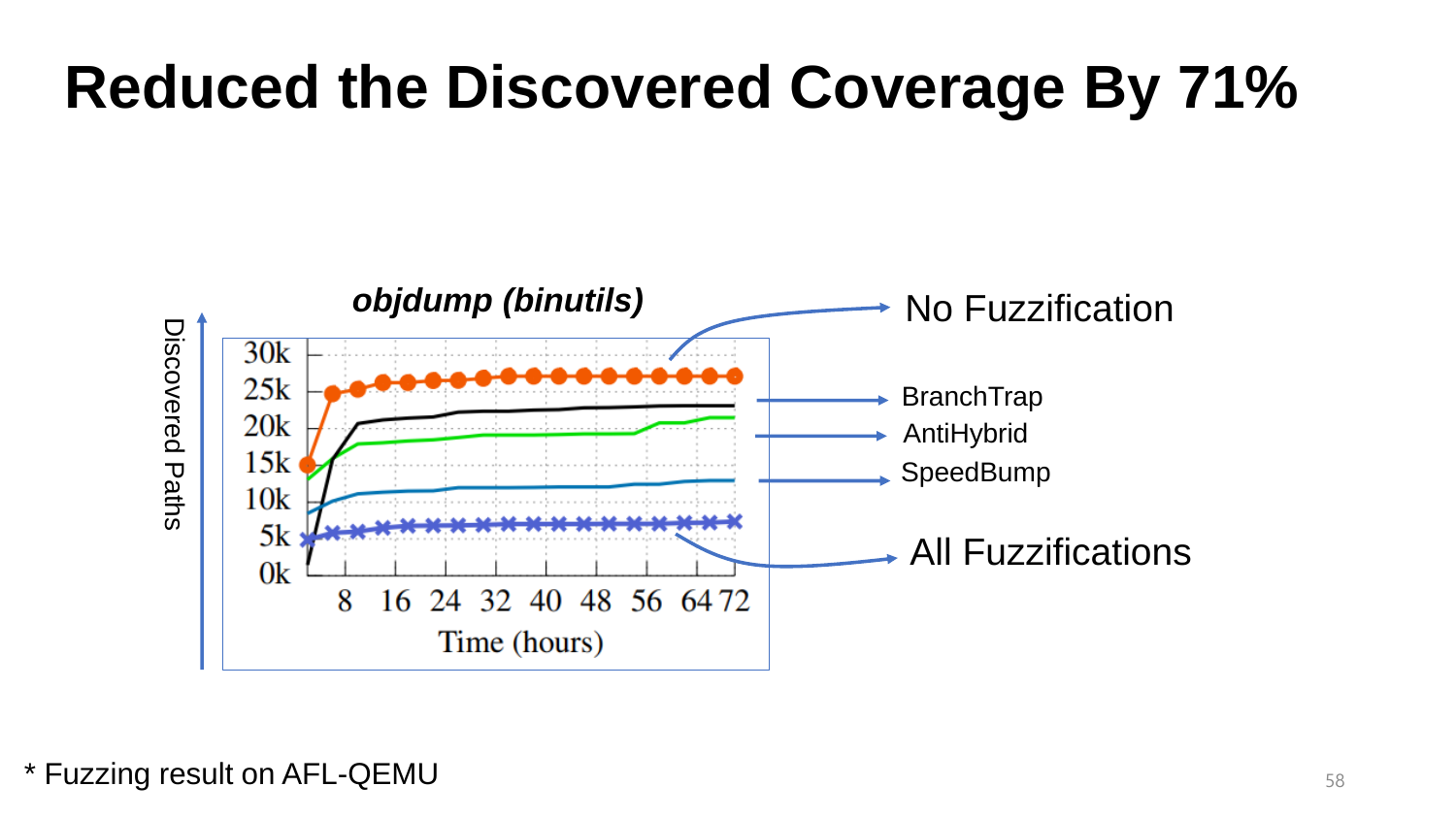# Reduced the Discovered Coverage By 71%

*objdump (binutils)*

Discovered Paths

30k
25k
20k
15k
10k
5k
0k

8 16 24 32 40 48 56 64 72

Time (hours)

No Fuzzification

BranchTrap

AntiHybrid

SpeedBump

All Fuzzifications

\* Fuzzing result on AFL-QEMU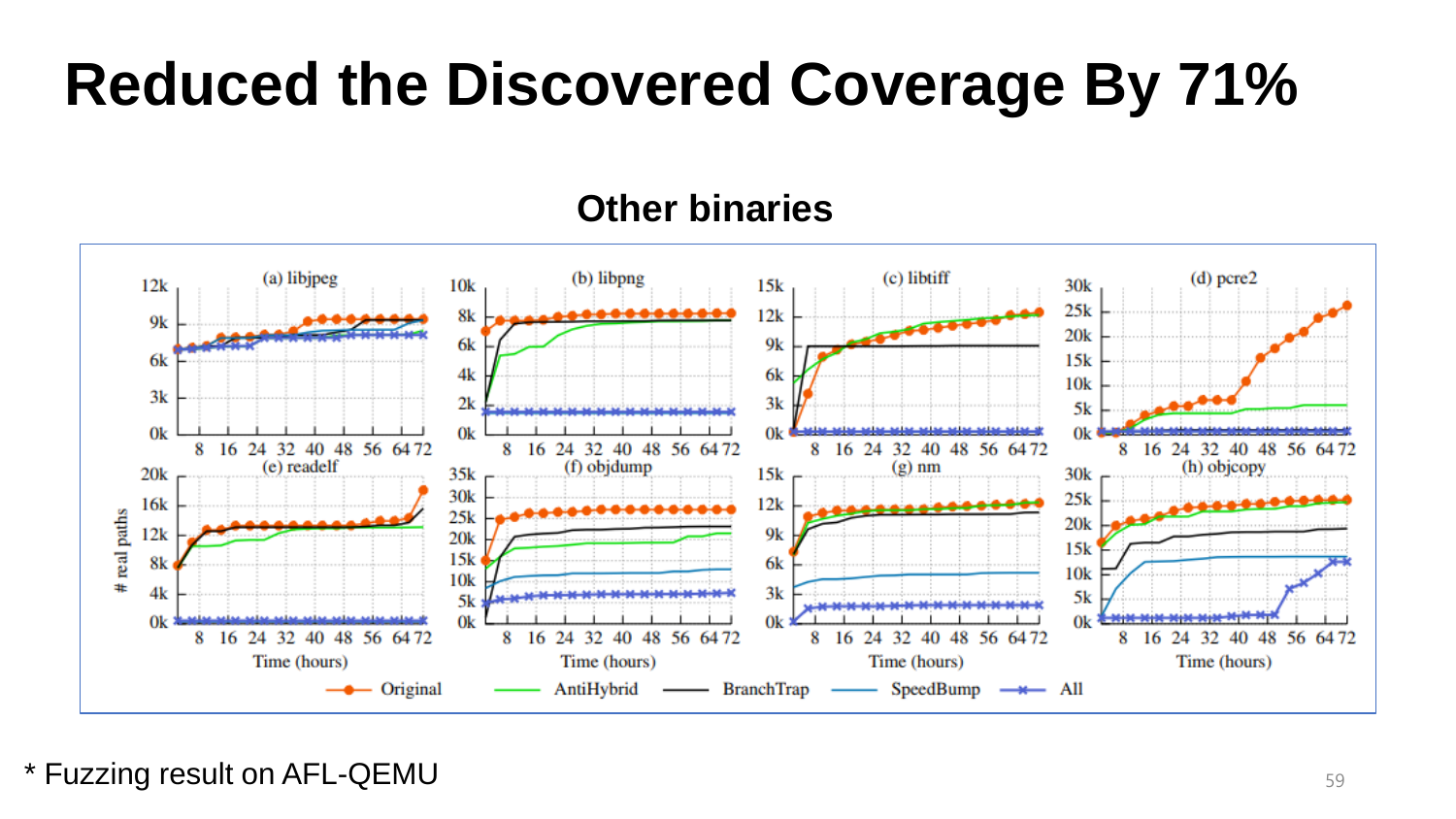# Reduced the Discovered Coverage By 71%

## Other binaries

* Fuzzing result on AFL-QEMU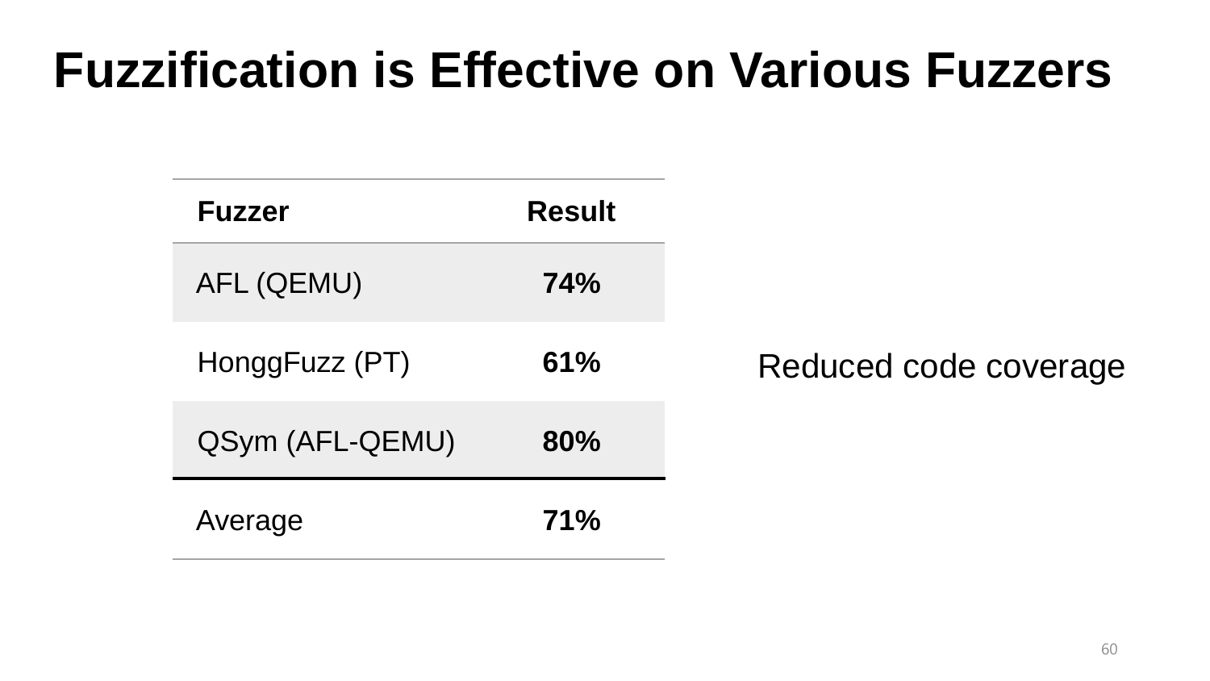# Fuzzification is Effective on Various Fuzzers

| Fuzzer | Result |
| --- | --- |
| AFL (QEMU) | **74%** |
| HonggFuzz (PT) | **61%** |
| QSym (AFL-QEMU) | **80%** |
| Average | **71%** |

Reduced code coverage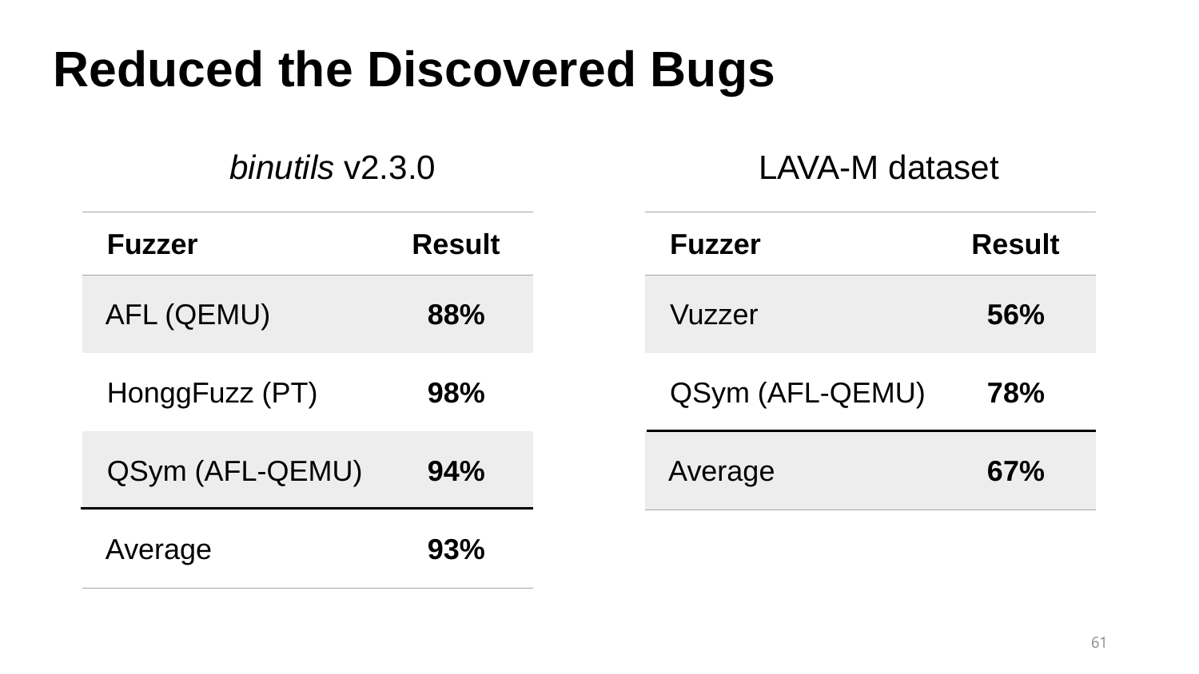# Reduced the Discovered Bugs

### *binutils* v2.3.0

| Fuzzer | Result |
|---|---|
| AFL (QEMU) | **88%** |
| HonggFuzz (PT) | **98%** |
| QSym (AFL-QEMU) | **94%** |
| Average | **93%** |

### LAVA-M dataset

| Fuzzer | Result |
|---|---|
| Vuzzer | **56%** |
| QSym (AFL-QEMU) | **78%** |
| Average | **67%** |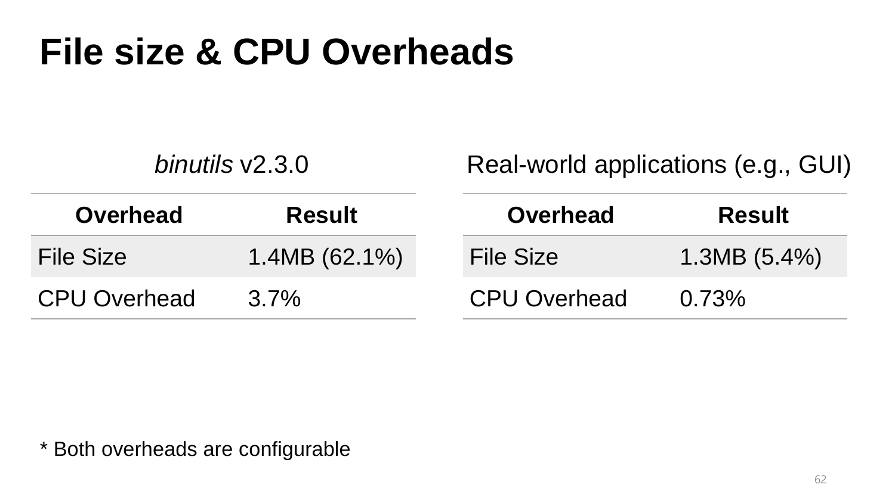# File size & CPU Overheads

*binutils* v2.3.0

| Overhead | Result |
|---|---|
| File Size | 1.4MB (62.1%) |
| CPU Overhead | 3.7% |

Real-world applications (e.g., GUI)

| Overhead | Result |
|---|---|
| File Size | 1.3MB (5.4%) |
| CPU Overhead | 0.73% |

* Both overheads are configurable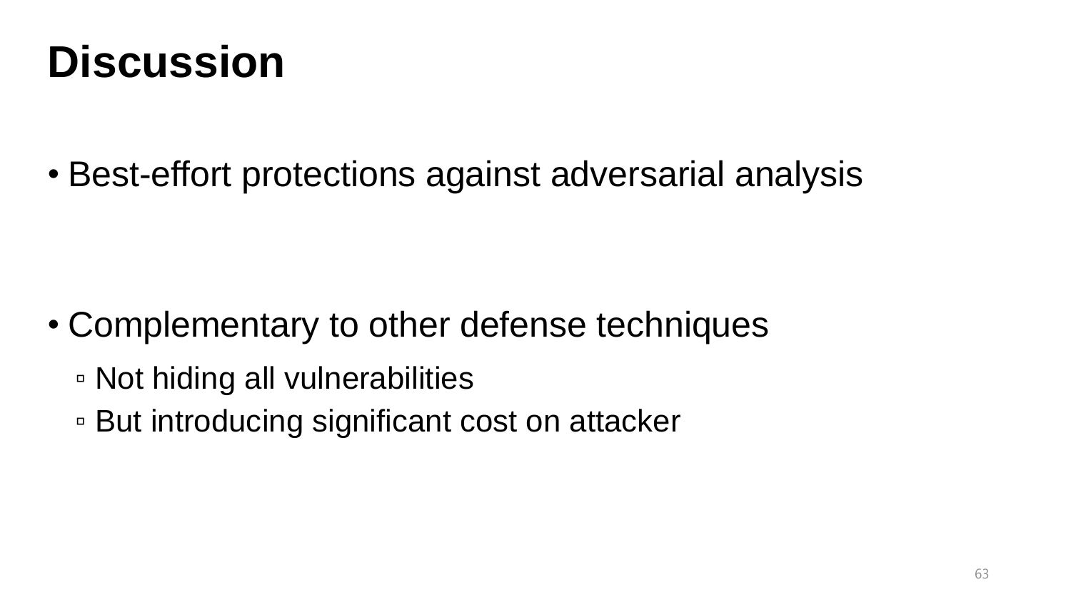# Discussion

- Best-effort protections against adversarial analysis

- Complementary to other defense techniques
  - Not hiding all vulnerabilities
  - But introducing significant cost on attacker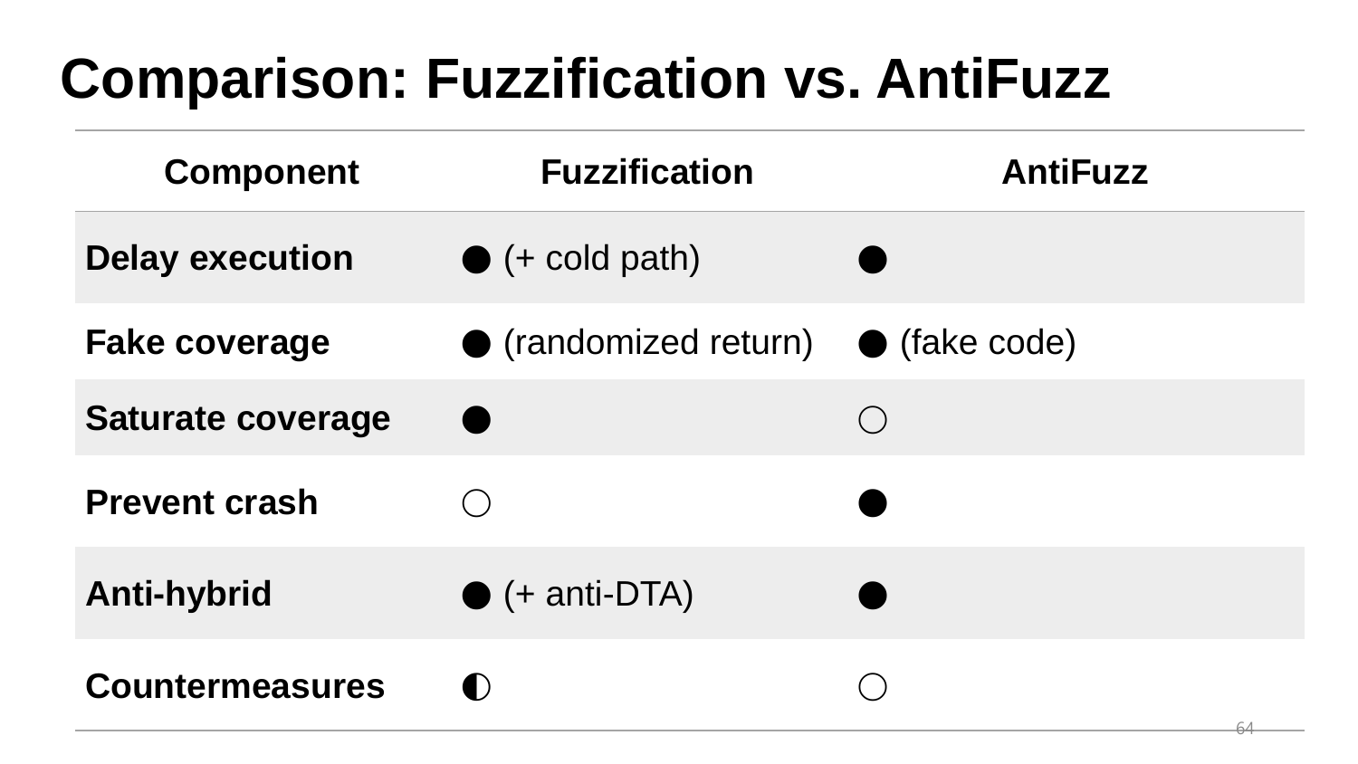# Comparison: Fuzzification vs. AntiFuzz

| Component | Fuzzification | AntiFuzz |
|---|---|---|
| **Delay execution** | ● (+ cold path) | ● |
| **Fake coverage** | ● (randomized return) | ● (fake code) |
| **Saturate coverage** | ● | ○ |
| **Prevent crash** | ○ | ● |
| **Anti-hybrid** | ● (+ anti-DTA) | ● |
| **Countermeasures** | ◐ | ○ |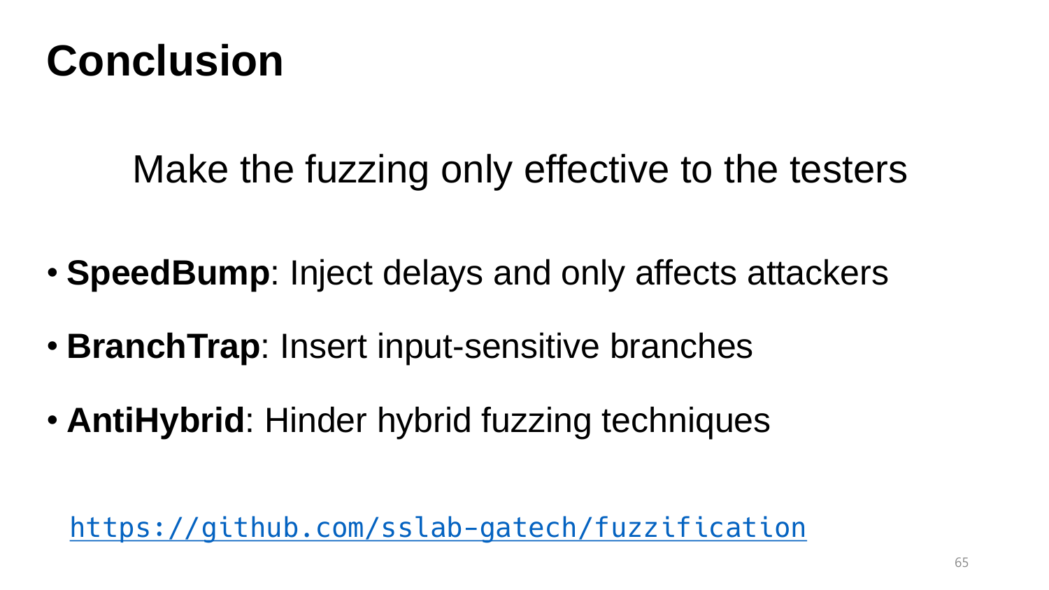# Conclusion

Make the fuzzing only effective to the testers

- **SpeedBump**: Inject delays and only affects attackers
- **BranchTrap**: Insert input-sensitive branches
- **AntiHybrid**: Hinder hybrid fuzzing techniques

https://github.com/sslab-gatech/fuzzification